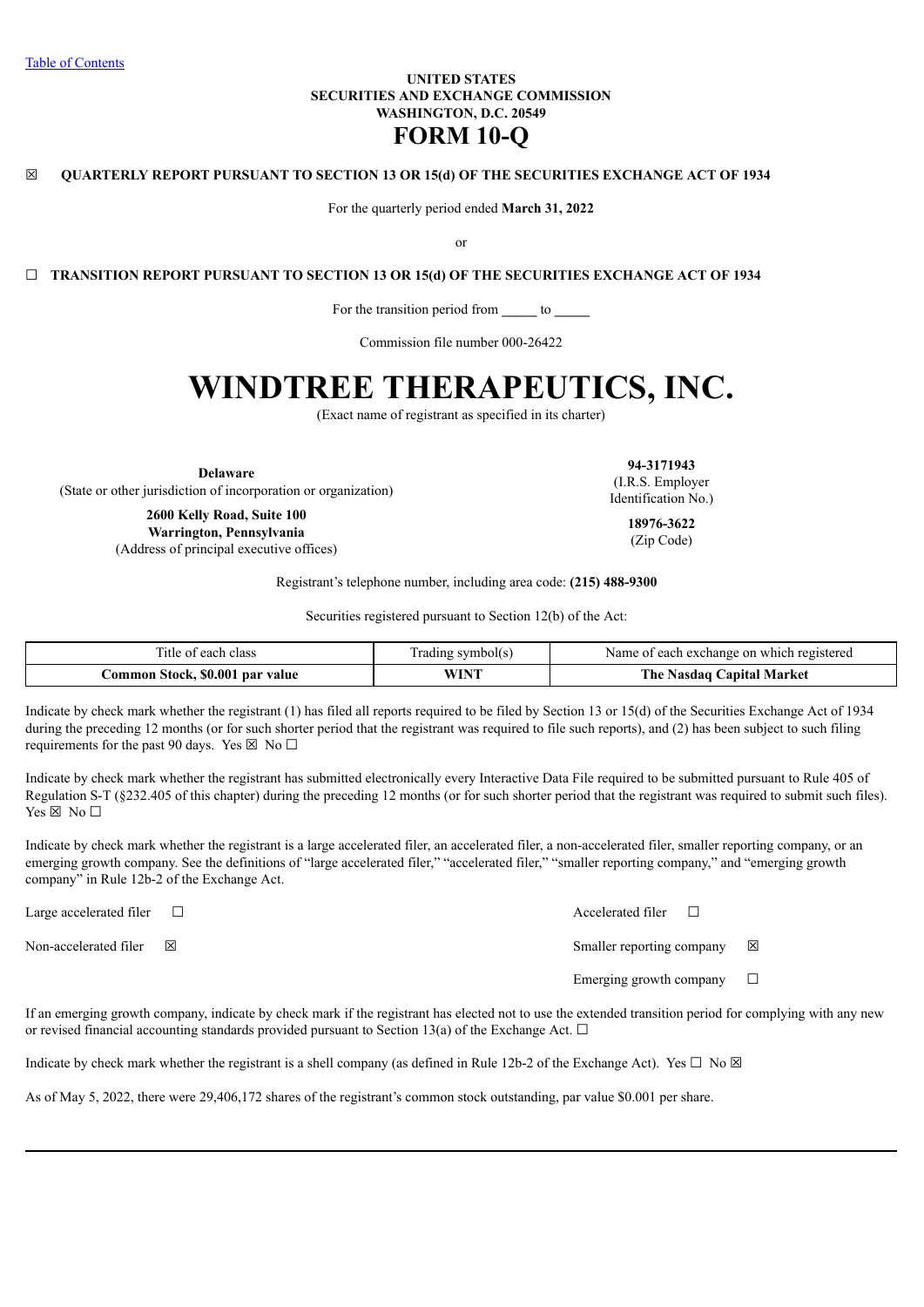Table of Contents

**UNITED STATES**
**SECURITIES AND EXCHANGE COMMISSION**
**WASHINGTON, D.C. 20549**

# FORM 10-Q

☒ **QUARTERLY REPORT PURSUANT TO SECTION 13 OR 15(d) OF THE SECURITIES EXCHANGE ACT OF 1934**

For the quarterly period ended **March 31, 2022**

or

☐ **TRANSITION REPORT PURSUANT TO SECTION 13 OR 15(d) OF THE SECURITIES EXCHANGE ACT OF 1934**

For the transition period from _____ to _____

Commission file number 000-26422

# WINDTREE THERAPEUTICS, INC.

(Exact name of registrant as specified in its charter)

**Delaware**
(State or other jurisdiction of incorporation or organization)

**94-3171943**
(I.R.S. Employer Identification No.)

**2600 Kelly Road, Suite 100**
**Warrington, Pennsylvania**
(Address of principal executive offices)

**18976-3622**
(Zip Code)

Registrant's telephone number, including area code: **(215) 488-9300**

Securities registered pursuant to Section 12(b) of the Act:

| Title of each class | Trading symbol(s) | Name of each exchange on which registered |
|---|---|---|
| **Common Stock, $0.001 par value** | **WINT** | **The Nasdaq Capital Market** |

Indicate by check mark whether the registrant (1) has filed all reports required to be filed by Section 13 or 15(d) of the Securities Exchange Act of 1934 during the preceding 12 months (or for such shorter period that the registrant was required to file such reports), and (2) has been subject to such filing requirements for the past 90 days. Yes ☒ No ☐

Indicate by check mark whether the registrant has submitted electronically every Interactive Data File required to be submitted pursuant to Rule 405 of Regulation S-T (§232.405 of this chapter) during the preceding 12 months (or for such shorter period that the registrant was required to submit such files). Yes ☒ No ☐

Indicate by check mark whether the registrant is a large accelerated filer, an accelerated filer, a non-accelerated filer, smaller reporting company, or an emerging growth company. See the definitions of "large accelerated filer," "accelerated filer," "smaller reporting company," and "emerging growth company" in Rule 12b-2 of the Exchange Act.

| | | | |
|---|---|---|---|
| Large accelerated filer | ☐ | Accelerated filer | ☐ |
| Non-accelerated filer | ☒ | Smaller reporting company | ☒ |
| | | Emerging growth company | ☐ |

If an emerging growth company, indicate by check mark if the registrant has elected not to use the extended transition period for complying with any new or revised financial accounting standards provided pursuant to Section 13(a) of the Exchange Act. ☐

Indicate by check mark whether the registrant is a shell company (as defined in Rule 12b-2 of the Exchange Act). Yes ☐ No ☒

As of May 5, 2022, there were 29,406,172 shares of the registrant's common stock outstanding, par value $0.001 per share.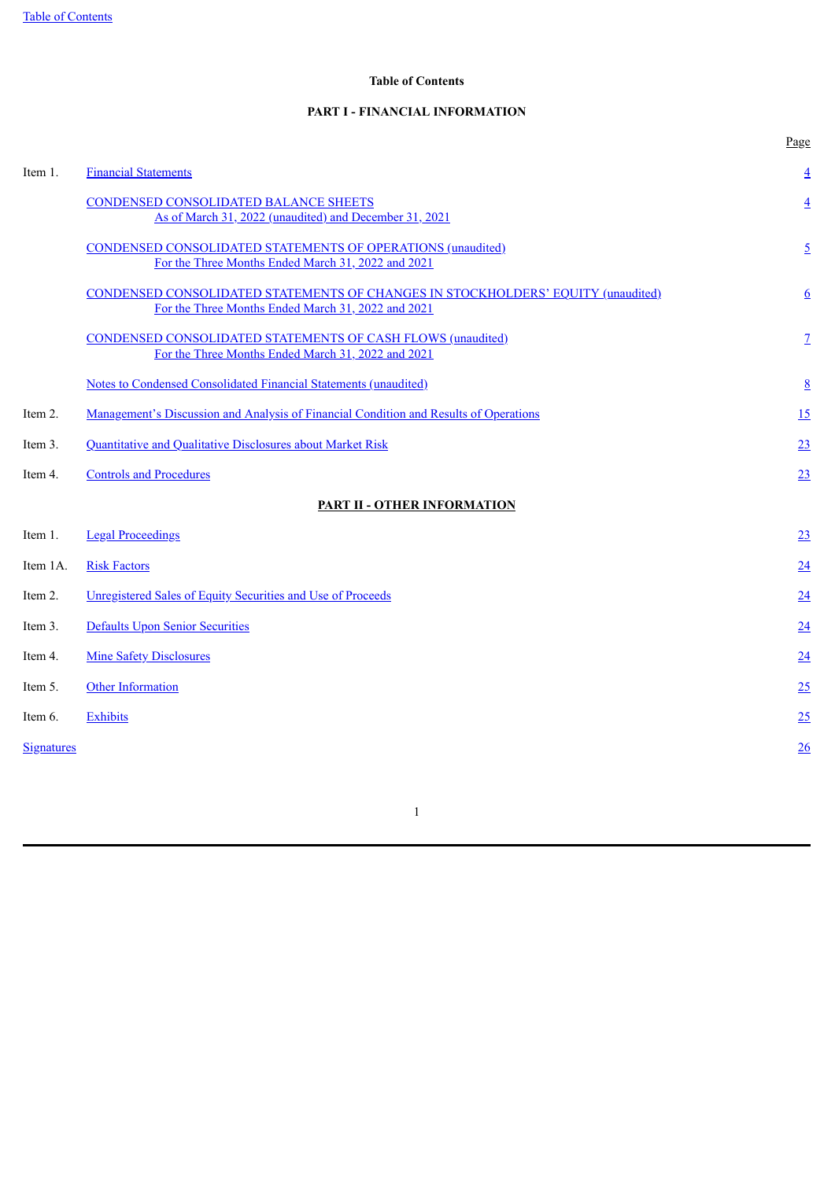## Table of Contents

### PART I - FINANCIAL INFORMATION

| | | Page |
|---|---|---|
| Item 1. | Financial Statements | 4 |
| | CONDENSED CONSOLIDATED BALANCE SHEETS<br>As of March 31, 2022 (unaudited) and December 31, 2021 | 4 |
| | CONDENSED CONSOLIDATED STATEMENTS OF OPERATIONS (unaudited)<br>For the Three Months Ended March 31, 2022 and 2021 | 5 |
| | CONDENSED CONSOLIDATED STATEMENTS OF CHANGES IN STOCKHOLDERS' EQUITY (unaudited)<br>For the Three Months Ended March 31, 2022 and 2021 | 6 |
| | CONDENSED CONSOLIDATED STATEMENTS OF CASH FLOWS (unaudited)<br>For the Three Months Ended March 31, 2022 and 2021 | 7 |
| | Notes to Condensed Consolidated Financial Statements (unaudited) | 8 |
| Item 2. | Management's Discussion and Analysis of Financial Condition and Results of Operations | 15 |
| Item 3. | Quantitative and Qualitative Disclosures about Market Risk | 23 |
| Item 4. | Controls and Procedures | 23 |

### PART II - OTHER INFORMATION

| | | Page |
|---|---|---|
| Item 1. | Legal Proceedings | 23 |
| Item 1A. | Risk Factors | 24 |
| Item 2. | Unregistered Sales of Equity Securities and Use of Proceeds | 24 |
| Item 3. | Defaults Upon Senior Securities | 24 |
| Item 4. | Mine Safety Disclosures | 24 |
| Item 5. | Other Information | 25 |
| Item 6. | Exhibits | 25 |
| Signatures | | 26 |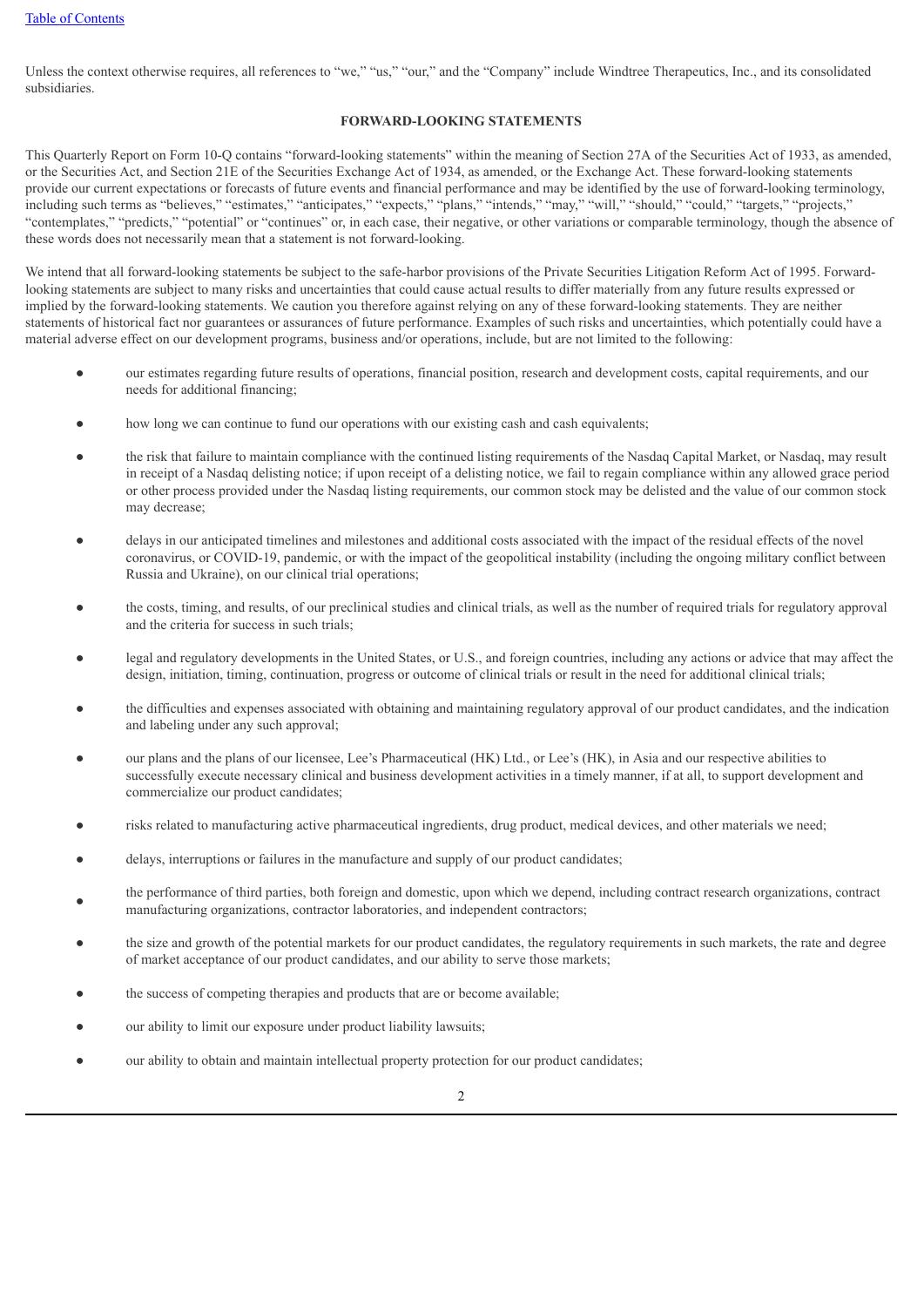Unless the context otherwise requires, all references to "we," "us," "our," and the "Company" include Windtree Therapeutics, Inc., and its consolidated subsidiaries.

## FORWARD-LOOKING STATEMENTS

This Quarterly Report on Form 10-Q contains "forward-looking statements" within the meaning of Section 27A of the Securities Act of 1933, as amended, or the Securities Act, and Section 21E of the Securities Exchange Act of 1934, as amended, or the Exchange Act. These forward-looking statements provide our current expectations or forecasts of future events and financial performance and may be identified by the use of forward-looking terminology, including such terms as "believes," "estimates," "anticipates," "expects," "plans," "intends," "may," "will," "should," "could," "targets," "projects," "contemplates," "predicts," "potential" or "continues" or, in each case, their negative, or other variations or comparable terminology, though the absence of these words does not necessarily mean that a statement is not forward-looking.

We intend that all forward-looking statements be subject to the safe-harbor provisions of the Private Securities Litigation Reform Act of 1995. Forward-looking statements are subject to many risks and uncertainties that could cause actual results to differ materially from any future results expressed or implied by the forward-looking statements. We caution you therefore against relying on any of these forward-looking statements. They are neither statements of historical fact nor guarantees or assurances of future performance. Examples of such risks and uncertainties, which potentially could have a material adverse effect on our development programs, business and/or operations, include, but are not limited to the following:

- our estimates regarding future results of operations, financial position, research and development costs, capital requirements, and our needs for additional financing;
- how long we can continue to fund our operations with our existing cash and cash equivalents;
- the risk that failure to maintain compliance with the continued listing requirements of the Nasdaq Capital Market, or Nasdaq, may result in receipt of a Nasdaq delisting notice; if upon receipt of a delisting notice, we fail to regain compliance within any allowed grace period or other process provided under the Nasdaq listing requirements, our common stock may be delisted and the value of our common stock may decrease;
- delays in our anticipated timelines and milestones and additional costs associated with the impact of the residual effects of the novel coronavirus, or COVID-19, pandemic, or with the impact of the geopolitical instability (including the ongoing military conflict between Russia and Ukraine), on our clinical trial operations;
- the costs, timing, and results, of our preclinical studies and clinical trials, as well as the number of required trials for regulatory approval and the criteria for success in such trials;
- legal and regulatory developments in the United States, or U.S., and foreign countries, including any actions or advice that may affect the design, initiation, timing, continuation, progress or outcome of clinical trials or result in the need for additional clinical trials;
- the difficulties and expenses associated with obtaining and maintaining regulatory approval of our product candidates, and the indication and labeling under any such approval;
- our plans and the plans of our licensee, Lee's Pharmaceutical (HK) Ltd., or Lee's (HK), in Asia and our respective abilities to successfully execute necessary clinical and business development activities in a timely manner, if at all, to support development and commercialize our product candidates;
- risks related to manufacturing active pharmaceutical ingredients, drug product, medical devices, and other materials we need;
- delays, interruptions or failures in the manufacture and supply of our product candidates;
- the performance of third parties, both foreign and domestic, upon which we depend, including contract research organizations, contract manufacturing organizations, contractor laboratories, and independent contractors;
- the size and growth of the potential markets for our product candidates, the regulatory requirements in such markets, the rate and degree of market acceptance of our product candidates, and our ability to serve those markets;
- the success of competing therapies and products that are or become available;
- our ability to limit our exposure under product liability lawsuits;
- our ability to obtain and maintain intellectual property protection for our product candidates;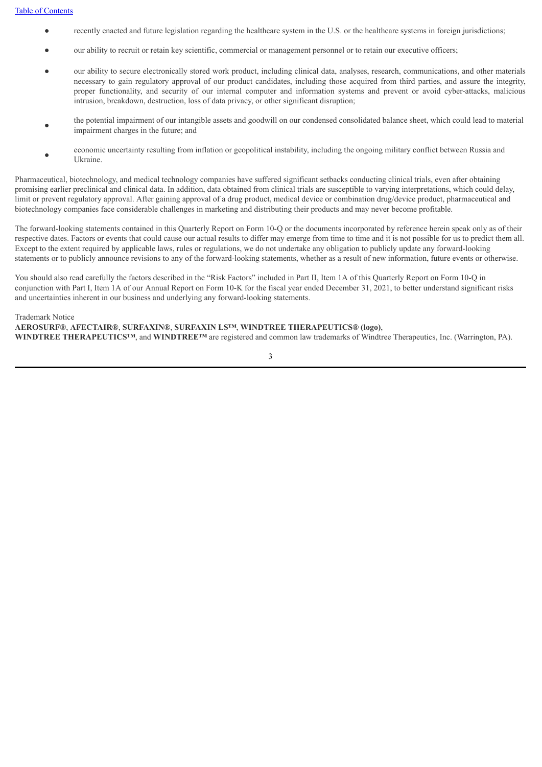- recently enacted and future legislation regarding the healthcare system in the U.S. or the healthcare systems in foreign jurisdictions;
- our ability to recruit or retain key scientific, commercial or management personnel or to retain our executive officers;
- our ability to secure electronically stored work product, including clinical data, analyses, research, communications, and other materials necessary to gain regulatory approval of our product candidates, including those acquired from third parties, and assure the integrity, proper functionality, and security of our internal computer and information systems and prevent or avoid cyber-attacks, malicious intrusion, breakdown, destruction, loss of data privacy, or other significant disruption;
- the potential impairment of our intangible assets and goodwill on our condensed consolidated balance sheet, which could lead to material impairment charges in the future; and
- economic uncertainty resulting from inflation or geopolitical instability, including the ongoing military conflict between Russia and Ukraine.

Pharmaceutical, biotechnology, and medical technology companies have suffered significant setbacks conducting clinical trials, even after obtaining promising earlier preclinical and clinical data. In addition, data obtained from clinical trials are susceptible to varying interpretations, which could delay, limit or prevent regulatory approval. After gaining approval of a drug product, medical device or combination drug/device product, pharmaceutical and biotechnology companies face considerable challenges in marketing and distributing their products and may never become profitable.

The forward-looking statements contained in this Quarterly Report on Form 10-Q or the documents incorporated by reference herein speak only as of their respective dates. Factors or events that could cause our actual results to differ may emerge from time to time and it is not possible for us to predict them all. Except to the extent required by applicable laws, rules or regulations, we do not undertake any obligation to publicly update any forward-looking statements or to publicly announce revisions to any of the forward-looking statements, whether as a result of new information, future events or otherwise.

You should also read carefully the factors described in the "Risk Factors" included in Part II, Item 1A of this Quarterly Report on Form 10-Q in conjunction with Part I, Item 1A of our Annual Report on Form 10-K for the fiscal year ended December 31, 2021, to better understand significant risks and uncertainties inherent in our business and underlying any forward-looking statements.

Trademark Notice

**AEROSURF®**, **AFECTAIR®**, **SURFAXIN®**, **SURFAXIN LS™**, **WINDTREE THERAPEUTICS® (logo)**, **WINDTREE THERAPEUTICS™**, and **WINDTREE™** are registered and common law trademarks of Windtree Therapeutics, Inc. (Warrington, PA).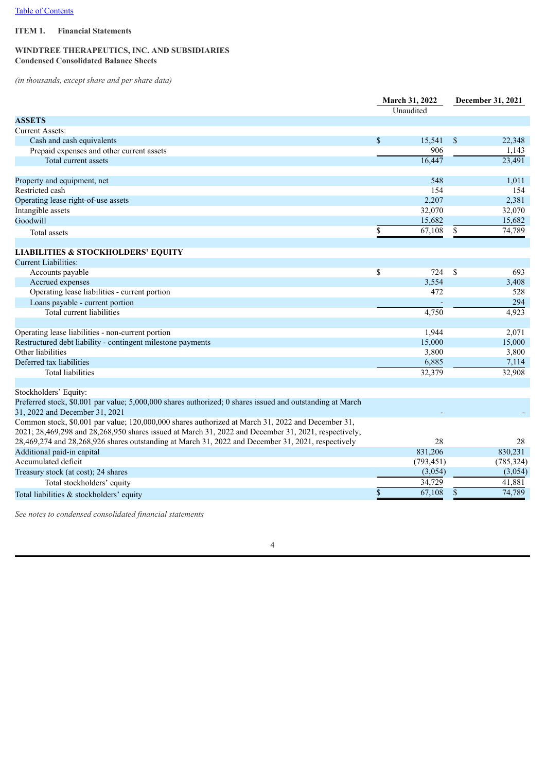[Table of Contents](#)

**ITEM 1. Financial Statements**

**WINDTREE THERAPEUTICS, INC. AND SUBSIDIARIES**
**Condensed Consolidated Balance Sheets**

*(in thousands, except share and per share data)*

| | March 31, 2022<br>Unaudited | December 31, 2021 |
|---|---|---|
| **ASSETS** | | |
| Current Assets: | | |
| Cash and cash equivalents | $ 15,541 | $ 22,348 |
| Prepaid expenses and other current assets | 906 | 1,143 |
| Total current assets | 16,447 | 23,491 |
| | | |
| Property and equipment, net | 548 | 1,011 |
| Restricted cash | 154 | 154 |
| Operating lease right-of-use assets | 2,207 | 2,381 |
| Intangible assets | 32,070 | 32,070 |
| Goodwill | 15,682 | 15,682 |
| Total assets | $ 67,108 | $ 74,789 |
| | | |
| **LIABILITIES & STOCKHOLDERS' EQUITY** | | |
| Current Liabilities: | | |
| Accounts payable | $ 724 | $ 693 |
| Accrued expenses | 3,554 | 3,408 |
| Operating lease liabilities - current portion | 472 | 528 |
| Loans payable - current portion | - | 294 |
| Total current liabilities | 4,750 | 4,923 |
| | | |
| Operating lease liabilities - non-current portion | 1,944 | 2,071 |
| Restructured debt liability - contingent milestone payments | 15,000 | 15,000 |
| Other liabilities | 3,800 | 3,800 |
| Deferred tax liabilities | 6,885 | 7,114 |
| Total liabilities | 32,379 | 32,908 |
| | | |
| Stockholders' Equity: | | |
| Preferred stock, $0.001 par value; 5,000,000 shares authorized; 0 shares issued and outstanding at March 31, 2022 and December 31, 2021 | - | - |
| Common stock, $0.001 par value; 120,000,000 shares authorized at March 31, 2022 and December 31, 2021; 28,469,298 and 28,268,950 shares issued at March 31, 2022 and December 31, 2021, respectively; 28,469,274 and 28,268,926 shares outstanding at March 31, 2022 and December 31, 2021, respectively | 28 | 28 |
| Additional paid-in capital | 831,206 | 830,231 |
| Accumulated deficit | (793,451) | (785,324) |
| Treasury stock (at cost); 24 shares | (3,054) | (3,054) |
| Total stockholders' equity | 34,729 | 41,881 |
| Total liabilities & stockholders' equity | $ 67,108 | $ 74,789 |

*See notes to condensed consolidated financial statements*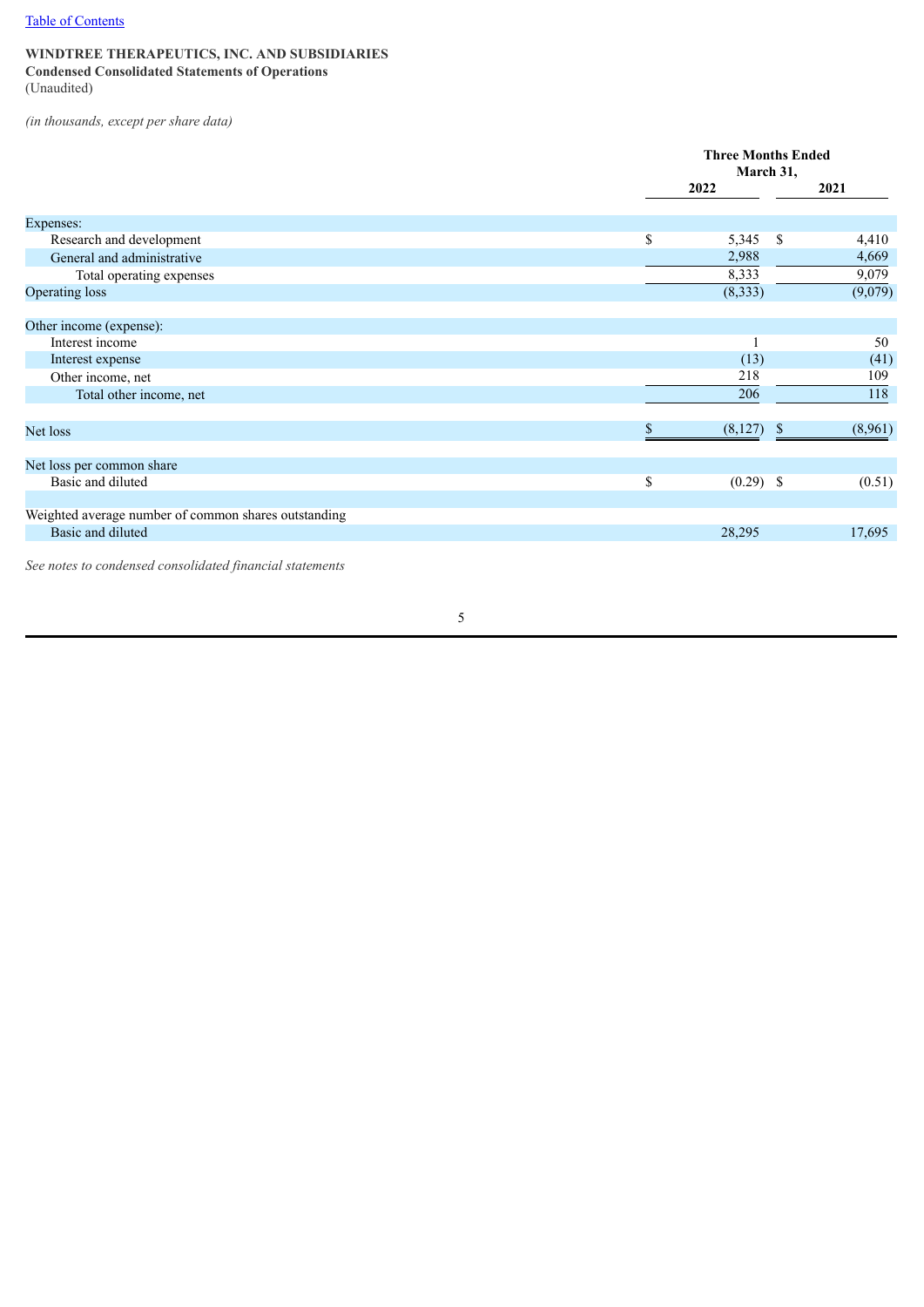Table of Contents

**WINDTREE THERAPEUTICS, INC. AND SUBSIDIARIES**
**Condensed Consolidated Statements of Operations**
(Unaudited)

*(in thousands, except per share data)*

| | Three Months Ended March 31, | |
|---|---|---|
| | 2022 | 2021 |
| Expenses: | | |
| Research and development | $ 5,345 | $ 4,410 |
| General and administrative | 2,988 | 4,669 |
| Total operating expenses | 8,333 | 9,079 |
| Operating loss | (8,333) | (9,079) |
| Other income (expense): | | |
| Interest income | 1 | 50 |
| Interest expense | (13) | (41) |
| Other income, net | 218 | 109 |
| Total other income, net | 206 | 118 |
| Net loss | $ (8,127) | $ (8,961) |
| Net loss per common share | | |
| Basic and diluted | $ (0.29) | $ (0.51) |
| Weighted average number of common shares outstanding | | |
| Basic and diluted | 28,295 | 17,695 |

*See notes to condensed consolidated financial statements*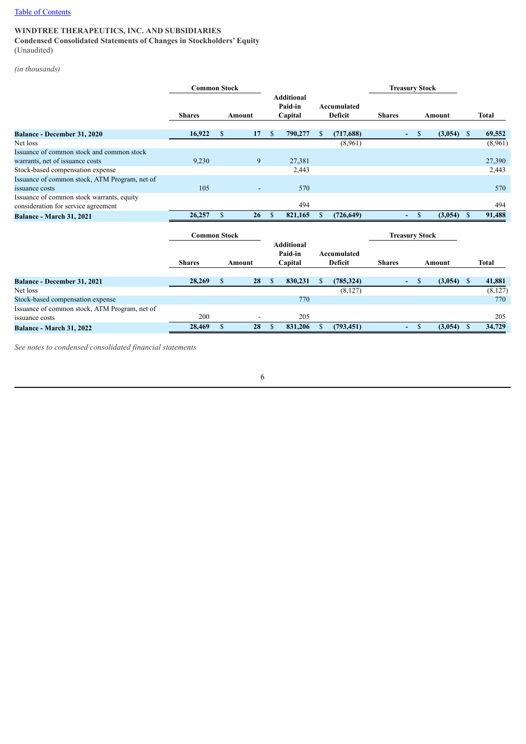[Table of Contents]

**WINDTREE THERAPEUTICS, INC. AND SUBSIDIARIES**
**Condensed Consolidated Statements of Changes in Stockholders' Equity**
(Unaudited)

*(in thousands)*

| | Common Stock | | Additional Paid-in Capital | Accumulated Deficit | Treasury Stock | | Total |
|---|---|---|---|---|---|---|---|
| | Shares | Amount | | | Shares | Amount | |
| **Balance - December 31, 2020** | **16,922** | **$ 17** | **$ 790,277** | **$ (717,688)** | **-** | **$ (3,054)** | **$ 69,552** |
| Net loss | | | | (8,961) | | | (8,961) |
| Issuance of common stock and common stock warrants, net of issuance costs | 9,230 | 9 | 27,381 | | | | 27,390 |
| Stock-based compensation expense | | | 2,443 | | | | 2,443 |
| Issuance of common stock, ATM Program, net of issuance costs | 105 | - | 570 | | | | 570 |
| Issuance of common stock warrants, equity consideration for service agreement | | | 494 | | | | 494 |
| **Balance - March 31, 2021** | **26,257** | **$ 26** | **$ 821,165** | **$ (726,649)** | **-** | **$ (3,054)** | **$ 91,488** |

| | Common Stock | | Additional Paid-in Capital | Accumulated Deficit | Treasury Stock | | Total |
|---|---|---|---|---|---|---|---|
| | Shares | Amount | | | Shares | Amount | |
| **Balance - December 31, 2021** | **28,269** | **$ 28** | **$ 830,231** | **$ (785,324)** | **-** | **$ (3,054)** | **$ 41,881** |
| Net loss | | | | (8,127) | | | (8,127) |
| Stock-based compensation expense | | | 770 | | | | 770 |
| Issuance of common stock, ATM Program, net of issuance costs | 200 | - | 205 | | | | 205 |
| **Balance - March 31, 2022** | **28,469** | **$ 28** | **$ 831,206** | **$ (793,451)** | **-** | **$ (3,054)** | **$ 34,729** |

*See notes to condensed consolidated financial statements*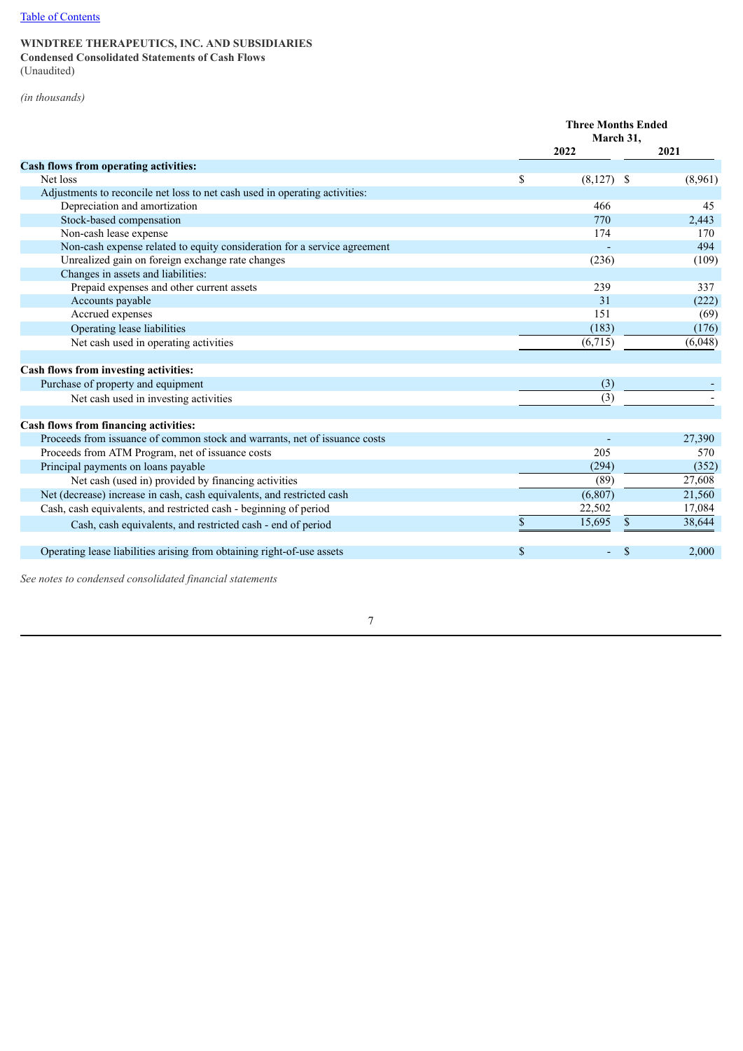[Table of Contents](#)

**WINDTREE THERAPEUTICS, INC. AND SUBSIDIARIES**
**Condensed Consolidated Statements of Cash Flows**
(Unaudited)

*(in thousands)*

| | Three Months Ended March 31, | |
|---|---|---|
| | 2022 | 2021 |
| **Cash flows from operating activities:** | | |
| Net loss | $ (8,127) | $ (8,961) |
| Adjustments to reconcile net loss to net cash used in operating activities: | | |
| Depreciation and amortization | 466 | 45 |
| Stock-based compensation | 770 | 2,443 |
| Non-cash lease expense | 174 | 170 |
| Non-cash expense related to equity consideration for a service agreement | - | 494 |
| Unrealized gain on foreign exchange rate changes | (236) | (109) |
| Changes in assets and liabilities: | | |
| Prepaid expenses and other current assets | 239 | 337 |
| Accounts payable | 31 | (222) |
| Accrued expenses | 151 | (69) |
| Operating lease liabilities | (183) | (176) |
| Net cash used in operating activities | (6,715) | (6,048) |
| | | |
| **Cash flows from investing activities:** | | |
| Purchase of property and equipment | (3) | - |
| Net cash used in investing activities | (3) | - |
| | | |
| **Cash flows from financing activities:** | | |
| Proceeds from issuance of common stock and warrants, net of issuance costs | - | 27,390 |
| Proceeds from ATM Program, net of issuance costs | 205 | 570 |
| Principal payments on loans payable | (294) | (352) |
| Net cash (used in) provided by financing activities | (89) | 27,608 |
| Net (decrease) increase in cash, cash equivalents, and restricted cash | (6,807) | 21,560 |
| Cash, cash equivalents, and restricted cash - beginning of period | 22,502 | 17,084 |
| Cash, cash equivalents, and restricted cash - end of period | $ 15,695 | $ 38,644 |
| | | |
| Operating lease liabilities arising from obtaining right-of-use assets | $ - | $ 2,000 |

*See notes to condensed consolidated financial statements*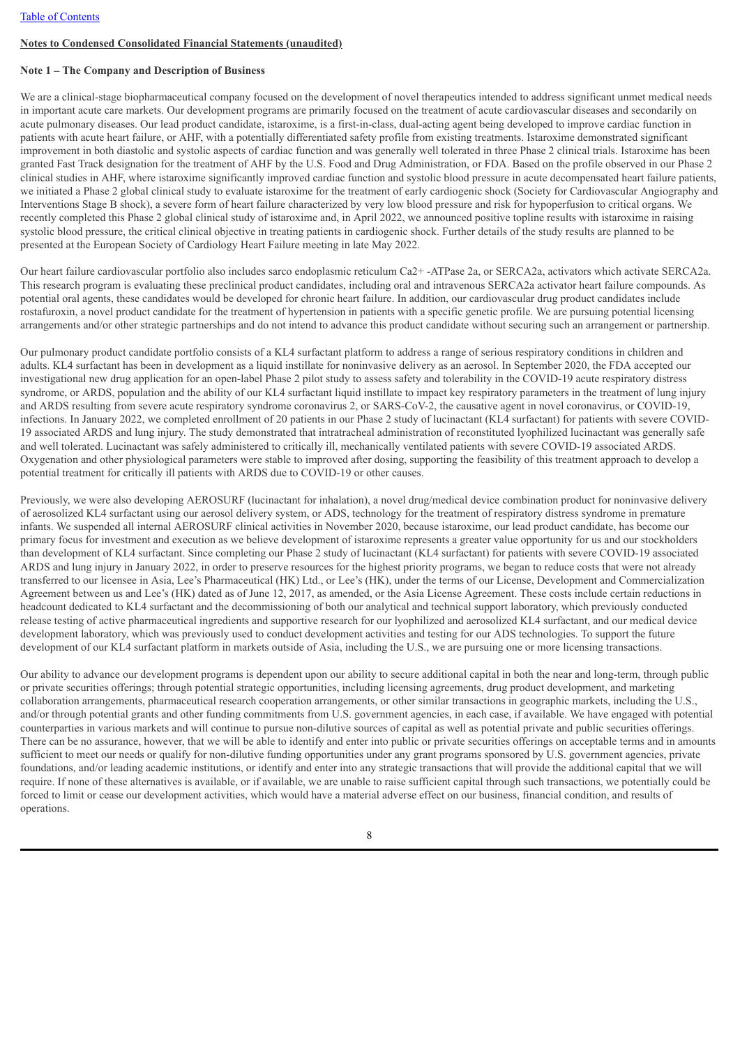[Table of Contents](#)

**Notes to Condensed Consolidated Financial Statements (unaudited)**

**Note 1 – The Company and Description of Business**

We are a clinical-stage biopharmaceutical company focused on the development of novel therapeutics intended to address significant unmet medical needs in important acute care markets. Our development programs are primarily focused on the treatment of acute cardiovascular diseases and secondarily on acute pulmonary diseases. Our lead product candidate, istaroxime, is a first-in-class, dual-acting agent being developed to improve cardiac function in patients with acute heart failure, or AHF, with a potentially differentiated safety profile from existing treatments. Istaroxime demonstrated significant improvement in both diastolic and systolic aspects of cardiac function and was generally well tolerated in three Phase 2 clinical trials. Istaroxime has been granted Fast Track designation for the treatment of AHF by the U.S. Food and Drug Administration, or FDA. Based on the profile observed in our Phase 2 clinical studies in AHF, where istaroxime significantly improved cardiac function and systolic blood pressure in acute decompensated heart failure patients, we initiated a Phase 2 global clinical study to evaluate istaroxime for the treatment of early cardiogenic shock (Society for Cardiovascular Angiography and Interventions Stage B shock), a severe form of heart failure characterized by very low blood pressure and risk for hypoperfusion to critical organs. We recently completed this Phase 2 global clinical study of istaroxime and, in April 2022, we announced positive topline results with istaroxime in raising systolic blood pressure, the critical clinical objective in treating patients in cardiogenic shock. Further details of the study results are planned to be presented at the European Society of Cardiology Heart Failure meeting in late May 2022.

Our heart failure cardiovascular portfolio also includes sarco endoplasmic reticulum $Ca^{2+}$ -ATPase 2a, or SERCA2a, activators which activate SERCA2a. This research program is evaluating these preclinical product candidates, including oral and intravenous SERCA2a activator heart failure compounds. As potential oral agents, these candidates would be developed for chronic heart failure. In addition, our cardiovascular drug product candidates include rostafuroxin, a novel product candidate for the treatment of hypertension in patients with a specific genetic profile. We are pursuing potential licensing arrangements and/or other strategic partnerships and do not intend to advance this product candidate without securing such an arrangement or partnership.

Our pulmonary product candidate portfolio consists of a KL4 surfactant platform to address a range of serious respiratory conditions in children and adults. KL4 surfactant has been in development as a liquid instillate for noninvasive delivery as an aerosol. In September 2020, the FDA accepted our investigational new drug application for an open-label Phase 2 pilot study to assess safety and tolerability in the COVID-19 acute respiratory distress syndrome, or ARDS, population and the ability of our KL4 surfactant liquid instillate to impact key respiratory parameters in the treatment of lung injury and ARDS resulting from severe acute respiratory syndrome coronavirus 2, or SARS-CoV-2, the causative agent in novel coronavirus, or COVID-19, infections. In January 2022, we completed enrollment of 20 patients in our Phase 2 study of lucinactant (KL4 surfactant) for patients with severe COVID-19 associated ARDS and lung injury. The study demonstrated that intratracheal administration of reconstituted lyophilized lucinactant was generally safe and well tolerated. Lucinactant was safely administered to critically ill, mechanically ventilated patients with severe COVID-19 associated ARDS. Oxygenation and other physiological parameters were stable to improved after dosing, supporting the feasibility of this treatment approach to develop a potential treatment for critically ill patients with ARDS due to COVID-19 or other causes.

Previously, we were also developing AEROSURF (lucinactant for inhalation), a novel drug/medical device combination product for noninvasive delivery of aerosolized KL4 surfactant using our aerosol delivery system, or ADS, technology for the treatment of respiratory distress syndrome in premature infants. We suspended all internal AEROSURF clinical activities in November 2020, because istaroxime, our lead product candidate, has become our primary focus for investment and execution as we believe development of istaroxime represents a greater value opportunity for us and our stockholders than development of KL4 surfactant. Since completing our Phase 2 study of lucinactant (KL4 surfactant) for patients with severe COVID-19 associated ARDS and lung injury in January 2022, in order to preserve resources for the highest priority programs, we began to reduce costs that were not already transferred to our licensee in Asia, Lee's Pharmaceutical (HK) Ltd., or Lee's (HK), under the terms of our License, Development and Commercialization Agreement between us and Lee's (HK) dated as of June 12, 2017, as amended, or the Asia License Agreement. These costs include certain reductions in headcount dedicated to KL4 surfactant and the decommissioning of both our analytical and technical support laboratory, which previously conducted release testing of active pharmaceutical ingredients and supportive research for our lyophilized and aerosolized KL4 surfactant, and our medical device development laboratory, which was previously used to conduct development activities and testing for our ADS technologies. To support the future development of our KL4 surfactant platform in markets outside of Asia, including the U.S., we are pursuing one or more licensing transactions.

Our ability to advance our development programs is dependent upon our ability to secure additional capital in both the near and long-term, through public or private securities offerings; through potential strategic opportunities, including licensing agreements, drug product development, and marketing collaboration arrangements, pharmaceutical research cooperation arrangements, or other similar transactions in geographic markets, including the U.S., and/or through potential grants and other funding commitments from U.S. government agencies, in each case, if available. We have engaged with potential counterparties in various markets and will continue to pursue non-dilutive sources of capital as well as potential private and public securities offerings. There can be no assurance, however, that we will be able to identify and enter into public or private securities offerings on acceptable terms and in amounts sufficient to meet our needs or qualify for non-dilutive funding opportunities under any grant programs sponsored by U.S. government agencies, private foundations, and/or leading academic institutions, or identify and enter into any strategic transactions that will provide the additional capital that we will require. If none of these alternatives is available, or if available, we are unable to raise sufficient capital through such transactions, we potentially could be forced to limit or cease our development activities, which would have a material adverse effect on our business, financial condition, and results of operations.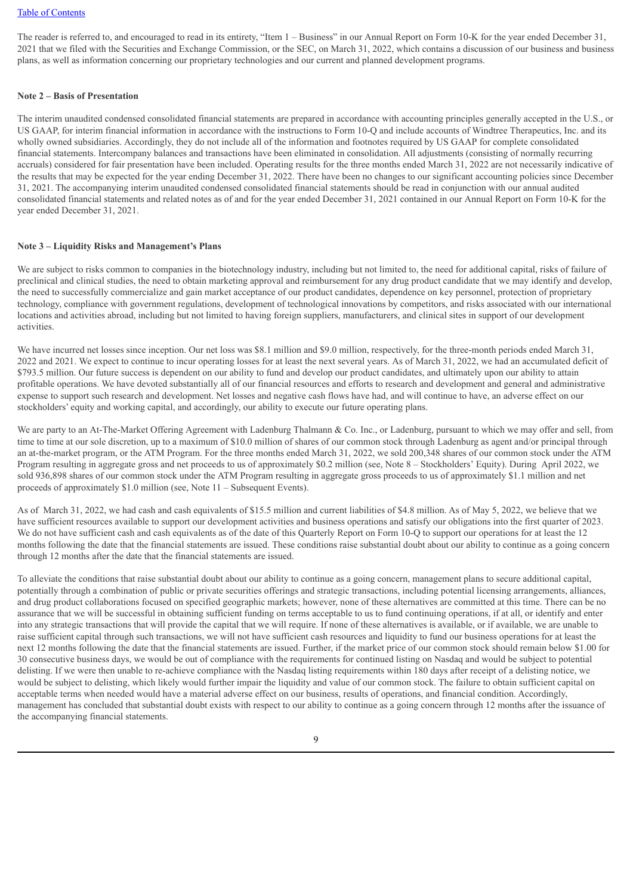The reader is referred to, and encouraged to read in its entirety, "Item 1 – Business" in our Annual Report on Form 10-K for the year ended December 31, 2021 that we filed with the Securities and Exchange Commission, or the SEC, on March 31, 2022, which contains a discussion of our business and business plans, as well as information concerning our proprietary technologies and our current and planned development programs.

**Note 2 – Basis of Presentation**

The interim unaudited condensed consolidated financial statements are prepared in accordance with accounting principles generally accepted in the U.S., or US GAAP, for interim financial information in accordance with the instructions to Form 10-Q and include accounts of Windtree Therapeutics, Inc. and its wholly owned subsidiaries. Accordingly, they do not include all of the information and footnotes required by US GAAP for complete consolidated financial statements. Intercompany balances and transactions have been eliminated in consolidation. All adjustments (consisting of normally recurring accruals) considered for fair presentation have been included. Operating results for the three months ended March 31, 2022 are not necessarily indicative of the results that may be expected for the year ending December 31, 2022. There have been no changes to our significant accounting policies since December 31, 2021. The accompanying interim unaudited condensed consolidated financial statements should be read in conjunction with our annual audited consolidated financial statements and related notes as of and for the year ended December 31, 2021 contained in our Annual Report on Form 10-K for the year ended December 31, 2021.

**Note 3 – Liquidity Risks and Management's Plans**

We are subject to risks common to companies in the biotechnology industry, including but not limited to, the need for additional capital, risks of failure of preclinical and clinical studies, the need to obtain marketing approval and reimbursement for any drug product candidate that we may identify and develop, the need to successfully commercialize and gain market acceptance of our product candidates, dependence on key personnel, protection of proprietary technology, compliance with government regulations, development of technological innovations by competitors, and risks associated with our international locations and activities abroad, including but not limited to having foreign suppliers, manufacturers, and clinical sites in support of our development activities.

We have incurred net losses since inception. Our net loss was $8.1 million and $9.0 million, respectively, for the three-month periods ended March 31, 2022 and 2021. We expect to continue to incur operating losses for at least the next several years. As of March 31, 2022, we had an accumulated deficit of $793.5 million. Our future success is dependent on our ability to fund and develop our product candidates, and ultimately upon our ability to attain profitable operations. We have devoted substantially all of our financial resources and efforts to research and development and general and administrative expense to support such research and development. Net losses and negative cash flows have had, and will continue to have, an adverse effect on our stockholders' equity and working capital, and accordingly, our ability to execute our future operating plans.

We are party to an At-The-Market Offering Agreement with Ladenburg Thalmann & Co. Inc., or Ladenburg, pursuant to which we may offer and sell, from time to time at our sole discretion, up to a maximum of $10.0 million of shares of our common stock through Ladenburg as agent and/or principal through an at-the-market program, or the ATM Program. For the three months ended March 31, 2022, we sold 200,348 shares of our common stock under the ATM Program resulting in aggregate gross and net proceeds to us of approximately $0.2 million (see, Note 8 – Stockholders' Equity). During April 2022, we sold 936,898 shares of our common stock under the ATM Program resulting in aggregate gross proceeds to us of approximately $1.1 million and net proceeds of approximately $1.0 million (see, Note 11 – Subsequent Events).

As of March 31, 2022, we had cash and cash equivalents of $15.5 million and current liabilities of $4.8 million. As of May 5, 2022, we believe that we have sufficient resources available to support our development activities and business operations and satisfy our obligations into the first quarter of 2023. We do not have sufficient cash and cash equivalents as of the date of this Quarterly Report on Form 10-Q to support our operations for at least the 12 months following the date that the financial statements are issued. These conditions raise substantial doubt about our ability to continue as a going concern through 12 months after the date that the financial statements are issued.

To alleviate the conditions that raise substantial doubt about our ability to continue as a going concern, management plans to secure additional capital, potentially through a combination of public or private securities offerings and strategic transactions, including potential licensing arrangements, alliances, and drug product collaborations focused on specified geographic markets; however, none of these alternatives are committed at this time. There can be no assurance that we will be successful in obtaining sufficient funding on terms acceptable to us to fund continuing operations, if at all, or identify and enter into any strategic transactions that will provide the capital that we will require. If none of these alternatives is available, or if available, we are unable to raise sufficient capital through such transactions, we will not have sufficient cash resources and liquidity to fund our business operations for at least the next 12 months following the date that the financial statements are issued. Further, if the market price of our common stock should remain below $1.00 for 30 consecutive business days, we would be out of compliance with the requirements for continued listing on Nasdaq and would be subject to potential delisting. If we were then unable to re-achieve compliance with the Nasdaq listing requirements within 180 days after receipt of a delisting notice, we would be subject to delisting, which likely would further impair the liquidity and value of our common stock. The failure to obtain sufficient capital on acceptable terms when needed would have a material adverse effect on our business, results of operations, and financial condition. Accordingly, management has concluded that substantial doubt exists with respect to our ability to continue as a going concern through 12 months after the issuance of the accompanying financial statements.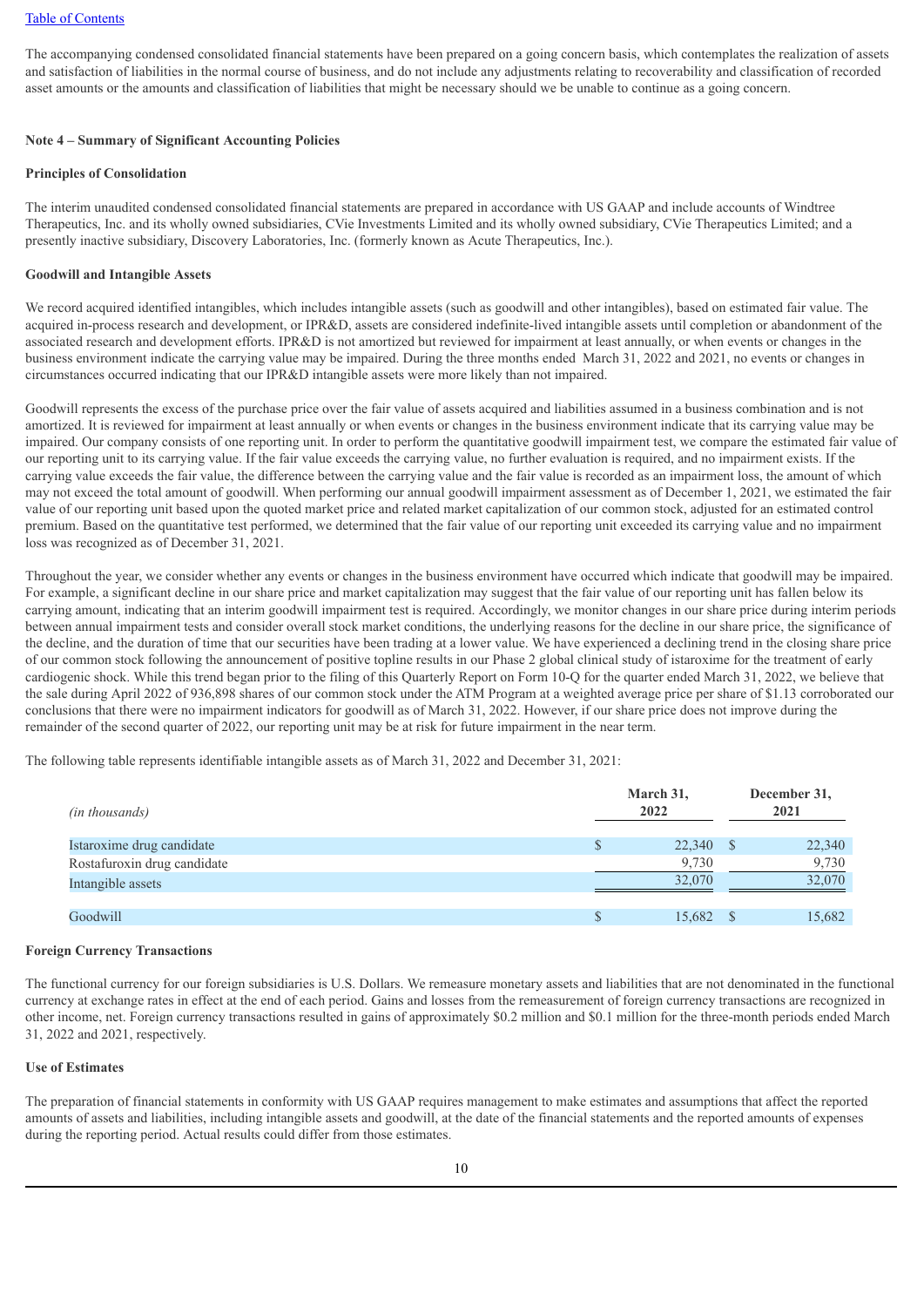The accompanying condensed consolidated financial statements have been prepared on a going concern basis, which contemplates the realization of assets and satisfaction of liabilities in the normal course of business, and do not include any adjustments relating to recoverability and classification of recorded asset amounts or the amounts and classification of liabilities that might be necessary should we be unable to continue as a going concern.

**Note 4 – Summary of Significant Accounting Policies**

**Principles of Consolidation**

The interim unaudited condensed consolidated financial statements are prepared in accordance with US GAAP and include accounts of Windtree Therapeutics, Inc. and its wholly owned subsidiaries, CVie Investments Limited and its wholly owned subsidiary, CVie Therapeutics Limited; and a presently inactive subsidiary, Discovery Laboratories, Inc. (formerly known as Acute Therapeutics, Inc.).

**Goodwill and Intangible Assets**

We record acquired identified intangibles, which includes intangible assets (such as goodwill and other intangibles), based on estimated fair value. The acquired in-process research and development, or IPR&D, assets are considered indefinite-lived intangible assets until completion or abandonment of the associated research and development efforts. IPR&D is not amortized but reviewed for impairment at least annually, or when events or changes in the business environment indicate the carrying value may be impaired. During the three months ended March 31, 2022 and 2021, no events or changes in circumstances occurred indicating that our IPR&D intangible assets were more likely than not impaired.

Goodwill represents the excess of the purchase price over the fair value of assets acquired and liabilities assumed in a business combination and is not amortized. It is reviewed for impairment at least annually or when events or changes in the business environment indicate that its carrying value may be impaired. Our company consists of one reporting unit. In order to perform the quantitative goodwill impairment test, we compare the estimated fair value of our reporting unit to its carrying value. If the fair value exceeds the carrying value, no further evaluation is required, and no impairment exists. If the carrying value exceeds the fair value, the difference between the carrying value and the fair value is recorded as an impairment loss, the amount of which may not exceed the total amount of goodwill. When performing our annual goodwill impairment assessment as of December 1, 2021, we estimated the fair value of our reporting unit based upon the quoted market price and related market capitalization of our common stock, adjusted for an estimated control premium. Based on the quantitative test performed, we determined that the fair value of our reporting unit exceeded its carrying value and no impairment loss was recognized as of December 31, 2021.

Throughout the year, we consider whether any events or changes in the business environment have occurred which indicate that goodwill may be impaired. For example, a significant decline in our share price and market capitalization may suggest that the fair value of our reporting unit has fallen below its carrying amount, indicating that an interim goodwill impairment test is required. Accordingly, we monitor changes in our share price during interim periods between annual impairment tests and consider overall stock market conditions, the underlying reasons for the decline in our share price, the significance of the decline, and the duration of time that our securities have been trading at a lower value. We have experienced a declining trend in the closing share price of our common stock following the announcement of positive topline results in our Phase 2 global clinical study of istaroxime for the treatment of early cardiogenic shock. While this trend began prior to the filing of this Quarterly Report on Form 10-Q for the quarter ended March 31, 2022, we believe that the sale during April 2022 of 936,898 shares of our common stock under the ATM Program at a weighted average price per share of $1.13 corroborated our conclusions that there were no impairment indicators for goodwill as of March 31, 2022. However, if our share price does not improve during the remainder of the second quarter of 2022, our reporting unit may be at risk for future impairment in the near term.

The following table represents identifiable intangible assets as of March 31, 2022 and December 31, 2021:

| *(in thousands)* | March 31, 2022 | December 31, 2021 |
|---|---|---|
| Istaroxime drug candidate | $ 22,340 | $ 22,340 |
| Rostafuroxin drug candidate | 9,730 | 9,730 |
| Intangible assets | 32,070 | 32,070 |
| Goodwill | $ 15,682 | $ 15,682 |

**Foreign Currency Transactions**

The functional currency for our foreign subsidiaries is U.S. Dollars. We remeasure monetary assets and liabilities that are not denominated in the functional currency at exchange rates in effect at the end of each period. Gains and losses from the remeasurement of foreign currency transactions are recognized in other income, net. Foreign currency transactions resulted in gains of approximately $0.2 million and $0.1 million for the three-month periods ended March 31, 2022 and 2021, respectively.

**Use of Estimates**

The preparation of financial statements in conformity with US GAAP requires management to make estimates and assumptions that affect the reported amounts of assets and liabilities, including intangible assets and goodwill, at the date of the financial statements and the reported amounts of expenses during the reporting period. Actual results could differ from those estimates.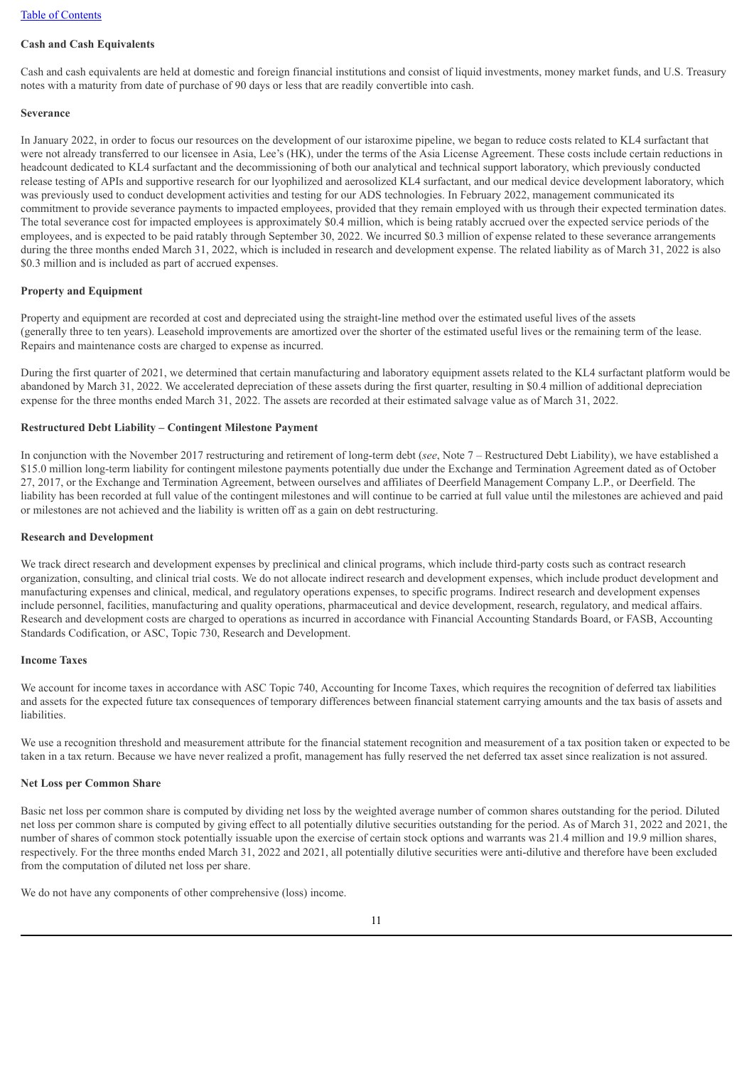**Cash and Cash Equivalents**

Cash and cash equivalents are held at domestic and foreign financial institutions and consist of liquid investments, money market funds, and U.S. Treasury notes with a maturity from date of purchase of 90 days or less that are readily convertible into cash.

**Severance**

In January 2022, in order to focus our resources on the development of our istaroxime pipeline, we began to reduce costs related to KL4 surfactant that were not already transferred to our licensee in Asia, Lee's (HK), under the terms of the Asia License Agreement. These costs include certain reductions in headcount dedicated to KL4 surfactant and the decommissioning of both our analytical and technical support laboratory, which previously conducted release testing of APIs and supportive research for our lyophilized and aerosolized KL4 surfactant, and our medical device development laboratory, which was previously used to conduct development activities and testing for our ADS technologies. In February 2022, management communicated its commitment to provide severance payments to impacted employees, provided that they remain employed with us through their expected termination dates. The total severance cost for impacted employees is approximately $0.4 million, which is being ratably accrued over the expected service periods of the employees, and is expected to be paid ratably through September 30, 2022. We incurred $0.3 million of expense related to these severance arrangements during the three months ended March 31, 2022, which is included in research and development expense. The related liability as of March 31, 2022 is also $0.3 million and is included as part of accrued expenses.

**Property and Equipment**

Property and equipment are recorded at cost and depreciated using the straight-line method over the estimated useful lives of the assets (generally three to ten years). Leasehold improvements are amortized over the shorter of the estimated useful lives or the remaining term of the lease. Repairs and maintenance costs are charged to expense as incurred.

During the first quarter of 2021, we determined that certain manufacturing and laboratory equipment assets related to the KL4 surfactant platform would be abandoned by March 31, 2022. We accelerated depreciation of these assets during the first quarter, resulting in $0.4 million of additional depreciation expense for the three months ended March 31, 2022. The assets are recorded at their estimated salvage value as of March 31, 2022.

**Restructured Debt Liability – Contingent Milestone Payment**

In conjunction with the November 2017 restructuring and retirement of long-term debt (*see*, Note 7 – Restructured Debt Liability), we have established a $15.0 million long-term liability for contingent milestone payments potentially due under the Exchange and Termination Agreement dated as of October 27, 2017, or the Exchange and Termination Agreement, between ourselves and affiliates of Deerfield Management Company L.P., or Deerfield. The liability has been recorded at full value of the contingent milestones and will continue to be carried at full value until the milestones are achieved and paid or milestones are not achieved and the liability is written off as a gain on debt restructuring.

**Research and Development**

We track direct research and development expenses by preclinical and clinical programs, which include third-party costs such as contract research organization, consulting, and clinical trial costs. We do not allocate indirect research and development expenses, which include product development and manufacturing expenses and clinical, medical, and regulatory operations expenses, to specific programs. Indirect research and development expenses include personnel, facilities, manufacturing and quality operations, pharmaceutical and device development, research, regulatory, and medical affairs. Research and development costs are charged to operations as incurred in accordance with Financial Accounting Standards Board, or FASB, Accounting Standards Codification, or ASC, Topic 730, Research and Development.

**Income Taxes**

We account for income taxes in accordance with ASC Topic 740, Accounting for Income Taxes, which requires the recognition of deferred tax liabilities and assets for the expected future tax consequences of temporary differences between financial statement carrying amounts and the tax basis of assets and liabilities.

We use a recognition threshold and measurement attribute for the financial statement recognition and measurement of a tax position taken or expected to be taken in a tax return. Because we have never realized a profit, management has fully reserved the net deferred tax asset since realization is not assured.

**Net Loss per Common Share**

Basic net loss per common share is computed by dividing net loss by the weighted average number of common shares outstanding for the period. Diluted net loss per common share is computed by giving effect to all potentially dilutive securities outstanding for the period. As of March 31, 2022 and 2021, the number of shares of common stock potentially issuable upon the exercise of certain stock options and warrants was 21.4 million and 19.9 million shares, respectively. For the three months ended March 31, 2022 and 2021, all potentially dilutive securities were anti-dilutive and therefore have been excluded from the computation of diluted net loss per share.

We do not have any components of other comprehensive (loss) income.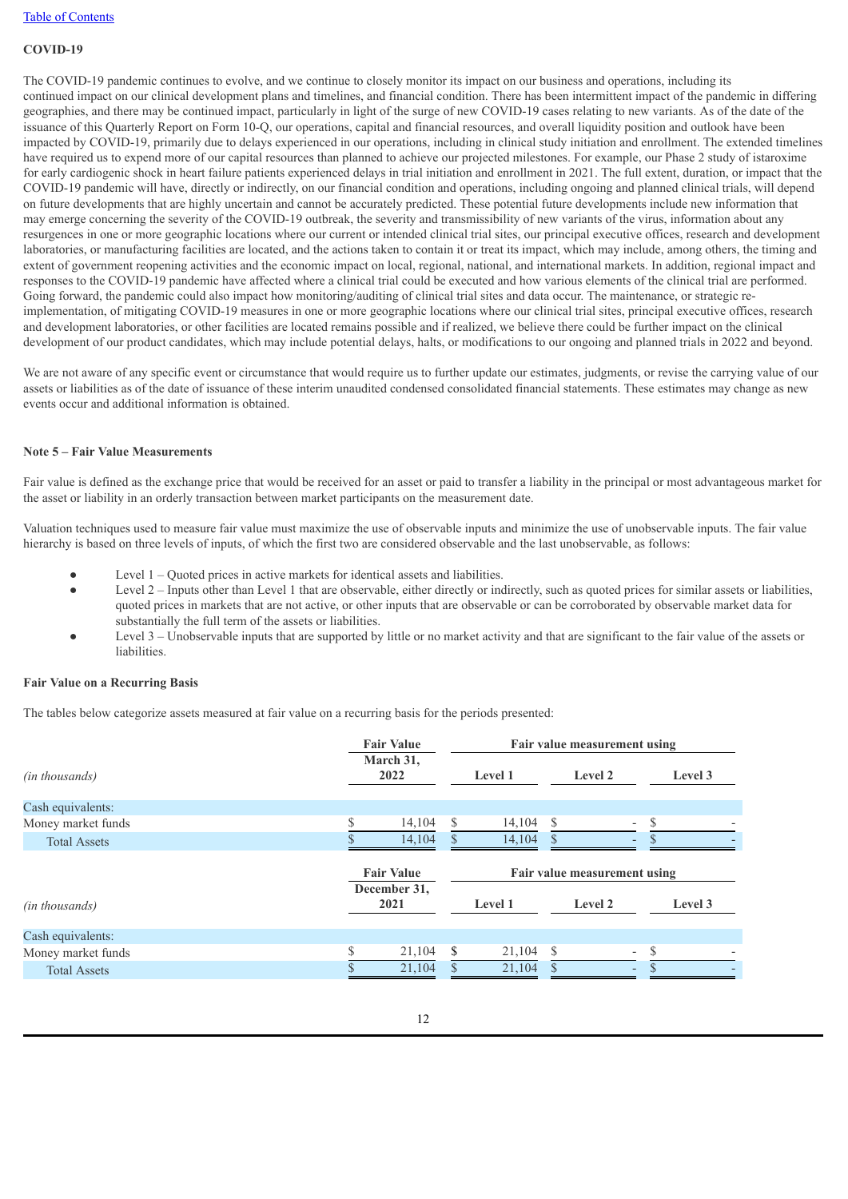**COVID-19**

The COVID-19 pandemic continues to evolve, and we continue to closely monitor its impact on our business and operations, including its continued impact on our clinical development plans and timelines, and financial condition. There has been intermittent impact of the pandemic in differing geographies, and there may be continued impact, particularly in light of the surge of new COVID-19 cases relating to new variants. As of the date of the issuance of this Quarterly Report on Form 10-Q, our operations, capital and financial resources, and overall liquidity position and outlook have been impacted by COVID-19, primarily due to delays experienced in our operations, including in clinical study initiation and enrollment. The extended timelines have required us to expend more of our capital resources than planned to achieve our projected milestones. For example, our Phase 2 study of istaroxime for early cardiogenic shock in heart failure patients experienced delays in trial initiation and enrollment in 2021. The full extent, duration, or impact that the COVID-19 pandemic will have, directly or indirectly, on our financial condition and operations, including ongoing and planned clinical trials, will depend on future developments that are highly uncertain and cannot be accurately predicted. These potential future developments include new information that may emerge concerning the severity of the COVID-19 outbreak, the severity and transmissibility of new variants of the virus, information about any resurgences in one or more geographic locations where our current or intended clinical trial sites, our principal executive offices, research and development laboratories, or manufacturing facilities are located, and the actions taken to contain it or treat its impact, which may include, among others, the timing and extent of government reopening activities and the economic impact on local, regional, national, and international markets. In addition, regional impact and responses to the COVID-19 pandemic have affected where a clinical trial could be executed and how various elements of the clinical trial are performed. Going forward, the pandemic could also impact how monitoring/auditing of clinical trial sites and data occur. The maintenance, or strategic re-implementation, of mitigating COVID-19 measures in one or more geographic locations where our clinical trial sites, principal executive offices, research and development laboratories, or other facilities are located remains possible and if realized, we believe there could be further impact on the clinical development of our product candidates, which may include potential delays, halts, or modifications to our ongoing and planned trials in 2022 and beyond.

We are not aware of any specific event or circumstance that would require us to further update our estimates, judgments, or revise the carrying value of our assets or liabilities as of the date of issuance of these interim unaudited condensed consolidated financial statements. These estimates may change as new events occur and additional information is obtained.

**Note 5 – Fair Value Measurements**

Fair value is defined as the exchange price that would be received for an asset or paid to transfer a liability in the principal or most advantageous market for the asset or liability in an orderly transaction between market participants on the measurement date.

Valuation techniques used to measure fair value must maximize the use of observable inputs and minimize the use of unobservable inputs. The fair value hierarchy is based on three levels of inputs, of which the first two are considered observable and the last unobservable, as follows:

- Level 1 – Quoted prices in active markets for identical assets and liabilities.
- Level 2 – Inputs other than Level 1 that are observable, either directly or indirectly, such as quoted prices for similar assets or liabilities, quoted prices in markets that are not active, or other inputs that are observable or can be corroborated by observable market data for substantially the full term of the assets or liabilities.
- Level 3 – Unobservable inputs that are supported by little or no market activity and that are significant to the fair value of the assets or liabilities.

**Fair Value on a Recurring Basis**

The tables below categorize assets measured at fair value on a recurring basis for the periods presented:

| *(in thousands)* | Fair Value March 31, 2022 | Fair value measurement using Level 1 | Level 2 | Level 3 |
|---|---|---|---|---|
| Cash equivalents: | | | | |
| Money market funds | $ 14,104 | $ 14,104 | $ - | $ - |
| Total Assets | $ 14,104 | $ 14,104 | $ - | $ - |

| *(in thousands)* | Fair Value December 31, 2021 | Fair value measurement using Level 1 | Level 2 | Level 3 |
|---|---|---|---|---|
| Cash equivalents: | | | | |
| Money market funds | $ 21,104 | $ 21,104 | $ - | $ - |
| Total Assets | $ 21,104 | $ 21,104 | $ - | $ - |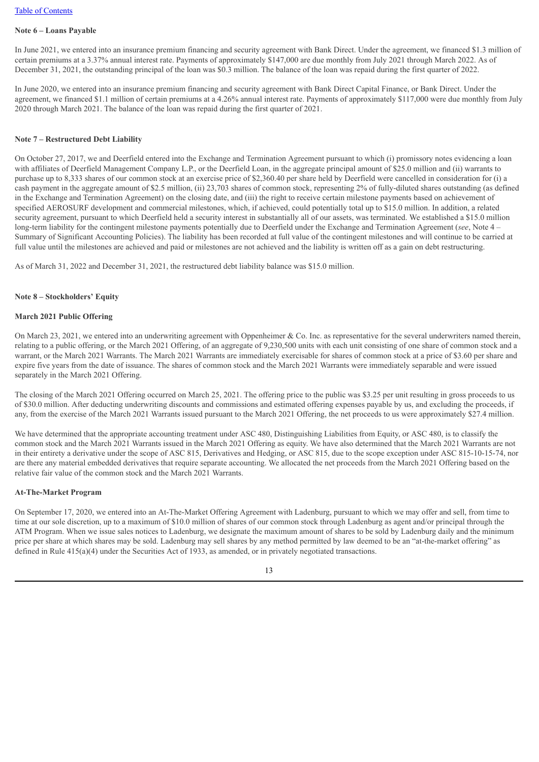**Note 6 – Loans Payable**

In June 2021, we entered into an insurance premium financing and security agreement with Bank Direct. Under the agreement, we financed $1.3 million of certain premiums at a 3.37% annual interest rate. Payments of approximately $147,000 are due monthly from July 2021 through March 2022. As of December 31, 2021, the outstanding principal of the loan was $0.3 million. The balance of the loan was repaid during the first quarter of 2022.

In June 2020, we entered into an insurance premium financing and security agreement with Bank Direct Capital Finance, or Bank Direct. Under the agreement, we financed $1.1 million of certain premiums at a 4.26% annual interest rate. Payments of approximately $117,000 were due monthly from July 2020 through March 2021. The balance of the loan was repaid during the first quarter of 2021.

**Note 7 – Restructured Debt Liability**

On October 27, 2017, we and Deerfield entered into the Exchange and Termination Agreement pursuant to which (i) promissory notes evidencing a loan with affiliates of Deerfield Management Company L.P., or the Deerfield Loan, in the aggregate principal amount of $25.0 million and (ii) warrants to purchase up to 8,333 shares of our common stock at an exercise price of $2,360.40 per share held by Deerfield were cancelled in consideration for (i) a cash payment in the aggregate amount of $2.5 million, (ii) 23,703 shares of common stock, representing 2% of fully-diluted shares outstanding (as defined in the Exchange and Termination Agreement) on the closing date, and (iii) the right to receive certain milestone payments based on achievement of specified AEROSURF development and commercial milestones, which, if achieved, could potentially total up to $15.0 million. In addition, a related security agreement, pursuant to which Deerfield held a security interest in substantially all of our assets, was terminated. We established a $15.0 million long-term liability for the contingent milestone payments potentially due to Deerfield under the Exchange and Termination Agreement (*see*, Note 4 – Summary of Significant Accounting Policies). The liability has been recorded at full value of the contingent milestones and will continue to be carried at full value until the milestones are achieved and paid or milestones are not achieved and the liability is written off as a gain on debt restructuring.

As of March 31, 2022 and December 31, 2021, the restructured debt liability balance was $15.0 million.

**Note 8 – Stockholders' Equity**

**March 2021 Public Offering**

On March 23, 2021, we entered into an underwriting agreement with Oppenheimer & Co. Inc. as representative for the several underwriters named therein, relating to a public offering, or the March 2021 Offering, of an aggregate of 9,230,500 units with each unit consisting of one share of common stock and a warrant, or the March 2021 Warrants. The March 2021 Warrants are immediately exercisable for shares of common stock at a price of $3.60 per share and expire five years from the date of issuance. The shares of common stock and the March 2021 Warrants were immediately separable and were issued separately in the March 2021 Offering.

The closing of the March 2021 Offering occurred on March 25, 2021. The offering price to the public was $3.25 per unit resulting in gross proceeds to us of $30.0 million. After deducting underwriting discounts and commissions and estimated offering expenses payable by us, and excluding the proceeds, if any, from the exercise of the March 2021 Warrants issued pursuant to the March 2021 Offering, the net proceeds to us were approximately $27.4 million.

We have determined that the appropriate accounting treatment under ASC 480, Distinguishing Liabilities from Equity, or ASC 480, is to classify the common stock and the March 2021 Warrants issued in the March 2021 Offering as equity. We have also determined that the March 2021 Warrants are not in their entirety a derivative under the scope of ASC 815, Derivatives and Hedging, or ASC 815, due to the scope exception under ASC 815-10-15-74, nor are there any material embedded derivatives that require separate accounting. We allocated the net proceeds from the March 2021 Offering based on the relative fair value of the common stock and the March 2021 Warrants.

**At-The-Market Program**

On September 17, 2020, we entered into an At-The-Market Offering Agreement with Ladenburg, pursuant to which we may offer and sell, from time to time at our sole discretion, up to a maximum of $10.0 million of shares of our common stock through Ladenburg as agent and/or principal through the ATM Program. When we issue sales notices to Ladenburg, we designate the maximum amount of shares to be sold by Ladenburg daily and the minimum price per share at which shares may be sold. Ladenburg may sell shares by any method permitted by law deemed to be an "at-the-market offering" as defined in Rule 415(a)(4) under the Securities Act of 1933, as amended, or in privately negotiated transactions.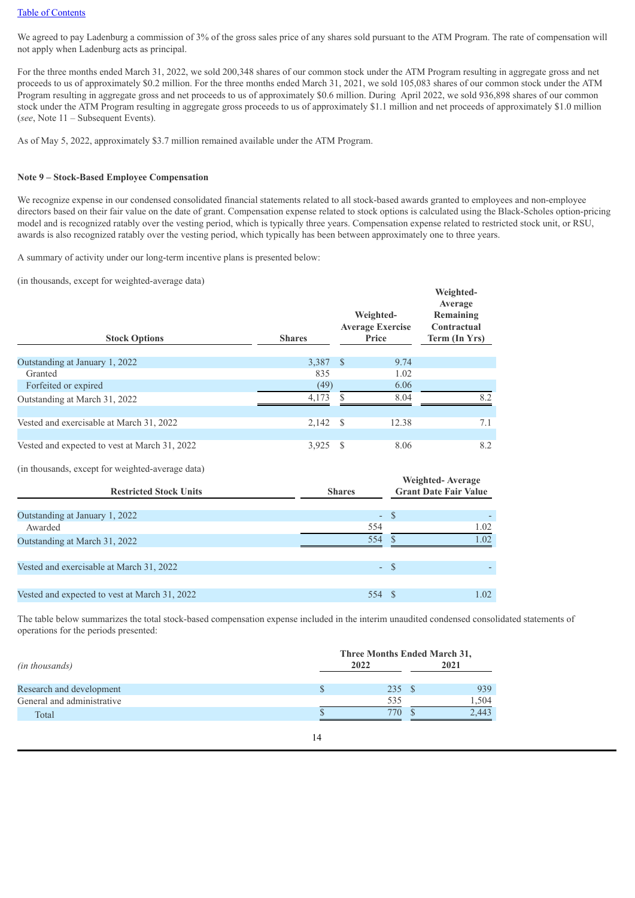We agreed to pay Ladenburg a commission of 3% of the gross sales price of any shares sold pursuant to the ATM Program. The rate of compensation will not apply when Ladenburg acts as principal.

For the three months ended March 31, 2022, we sold 200,348 shares of our common stock under the ATM Program resulting in aggregate gross and net proceeds to us of approximately $0.2 million. For the three months ended March 31, 2021, we sold 105,083 shares of our common stock under the ATM Program resulting in aggregate gross and net proceeds to us of approximately $0.6 million. During April 2022, we sold 936,898 shares of our common stock under the ATM Program resulting in aggregate gross proceeds to us of approximately $1.1 million and net proceeds of approximately $1.0 million (*see*, Note 11 – Subsequent Events).

As of May 5, 2022, approximately $3.7 million remained available under the ATM Program.

**Note 9 – Stock-Based Employee Compensation**

We recognize expense in our condensed consolidated financial statements related to all stock-based awards granted to employees and non-employee directors based on their fair value on the date of grant. Compensation expense related to stock options is calculated using the Black-Scholes option-pricing model and is recognized ratably over the vesting period, which is typically three years. Compensation expense related to restricted stock unit, or RSU, awards is also recognized ratably over the vesting period, which typically has been between approximately one to three years.

A summary of activity under our long-term incentive plans is presented below:

(in thousands, except for weighted-average data)

| Stock Options | Shares | Weighted-Average Exercise Price | Weighted-Average Remaining Contractual Term (In Yrs) |
|---|---|---|---|
| Outstanding at January 1, 2022 | 3,387 | $ 9.74 | |
| Granted | 835 | 1.02 | |
| Forfeited or expired | (49) | 6.06 | |
| Outstanding at March 31, 2022 | 4,173 | $ 8.04 | 8.2 |
| Vested and exercisable at March 31, 2022 | 2,142 | $ 12.38 | 7.1 |
| Vested and expected to vest at March 31, 2022 | 3,925 | $ 8.06 | 8.2 |

(in thousands, except for weighted-average data)

| Restricted Stock Units | Shares | Weighted- Average Grant Date Fair Value |
|---|---|---|
| Outstanding at January 1, 2022 | - | $ - |
| Awarded | 554 | 1.02 |
| Outstanding at March 31, 2022 | 554 | $ 1.02 |
| Vested and exercisable at March 31, 2022 | - | $ - |
| Vested and expected to vest at March 31, 2022 | 554 | $ 1.02 |

The table below summarizes the total stock-based compensation expense included in the interim unaudited condensed consolidated statements of operations for the periods presented:

| *(in thousands)* | Three Months Ended March 31, 2022 | 2021 |
|---|---|---|
| Research and development | $ 235 | $ 939 |
| General and administrative | 535 | 1,504 |
| Total | $ 770 | $ 2,443 |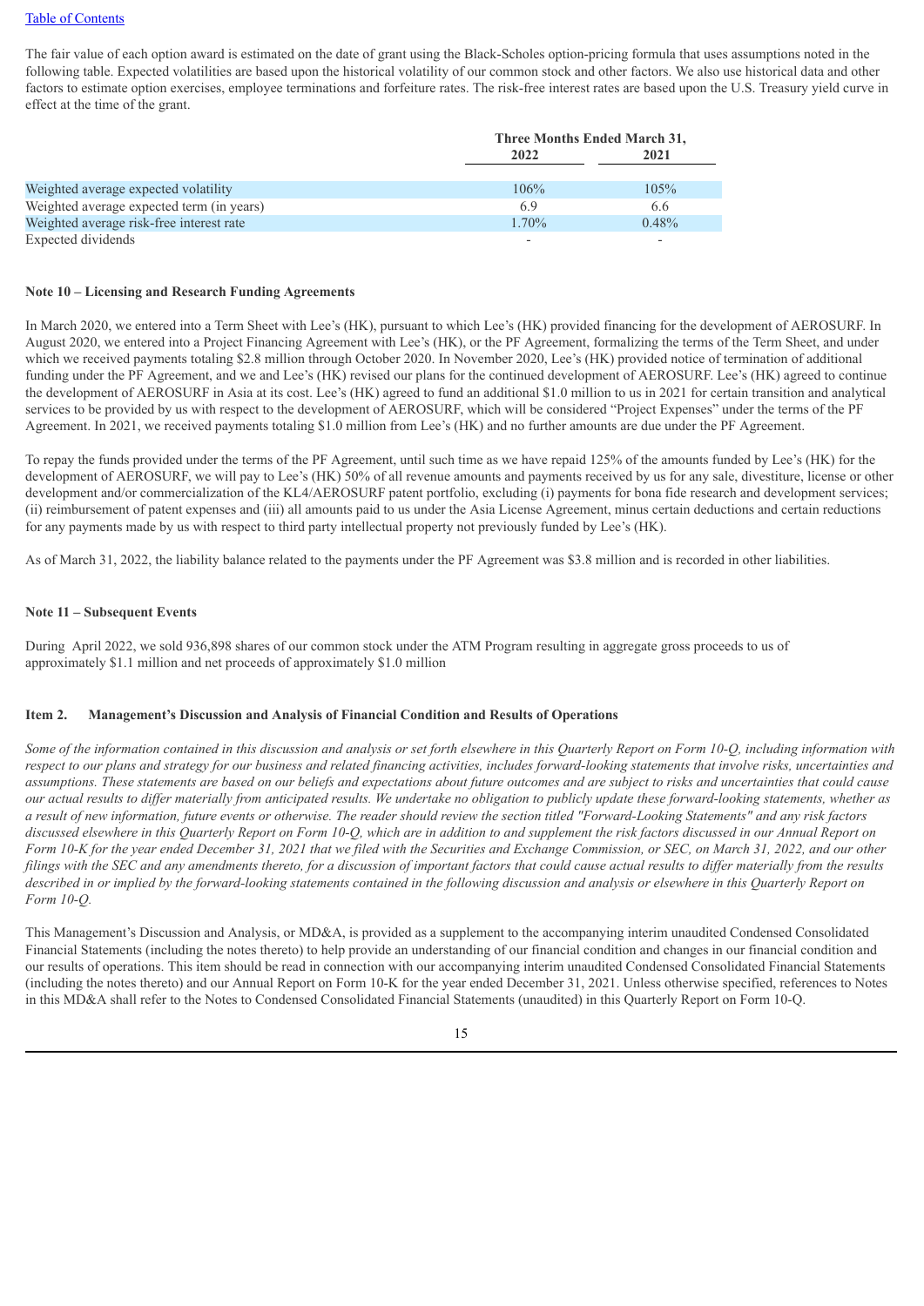The fair value of each option award is estimated on the date of grant using the Black-Scholes option-pricing formula that uses assumptions noted in the following table. Expected volatilities are based upon the historical volatility of our common stock and other factors. We also use historical data and other factors to estimate option exercises, employee terminations and forfeiture rates. The risk-free interest rates are based upon the U.S. Treasury yield curve in effect at the time of the grant.

| | Three Months Ended March 31, | |
|---|---|---|
| | 2022 | 2021 |
| Weighted average expected volatility | 106% | 105% |
| Weighted average expected term (in years) | 6.9 | 6.6 |
| Weighted average risk-free interest rate | 1.70% | 0.48% |
| Expected dividends | - | - |

**Note 10 – Licensing and Research Funding Agreements**

In March 2020, we entered into a Term Sheet with Lee's (HK), pursuant to which Lee's (HK) provided financing for the development of AEROSURF. In August 2020, we entered into a Project Financing Agreement with Lee's (HK), or the PF Agreement, formalizing the terms of the Term Sheet, and under which we received payments totaling $2.8 million through October 2020. In November 2020, Lee's (HK) provided notice of termination of additional funding under the PF Agreement, and we and Lee's (HK) revised our plans for the continued development of AEROSURF. Lee's (HK) agreed to continue the development of AEROSURF in Asia at its cost. Lee's (HK) agreed to fund an additional $1.0 million to us in 2021 for certain transition and analytical services to be provided by us with respect to the development of AEROSURF, which will be considered "Project Expenses" under the terms of the PF Agreement. In 2021, we received payments totaling $1.0 million from Lee's (HK) and no further amounts are due under the PF Agreement.

To repay the funds provided under the terms of the PF Agreement, until such time as we have repaid 125% of the amounts funded by Lee's (HK) for the development of AEROSURF, we will pay to Lee's (HK) 50% of all revenue amounts and payments received by us for any sale, divestiture, license or other development and/or commercialization of the KL4/AEROSURF patent portfolio, excluding (i) payments for bona fide research and development services; (ii) reimbursement of patent expenses and (iii) all amounts paid to us under the Asia License Agreement, minus certain deductions and certain reductions for any payments made by us with respect to third party intellectual property not previously funded by Lee's (HK).

As of March 31, 2022, the liability balance related to the payments under the PF Agreement was $3.8 million and is recorded in other liabilities.

**Note 11 – Subsequent Events**

During April 2022, we sold 936,898 shares of our common stock under the ATM Program resulting in aggregate gross proceeds to us of approximately $1.1 million and net proceeds of approximately $1.0 million

**Item 2. Management's Discussion and Analysis of Financial Condition and Results of Operations**

*Some of the information contained in this discussion and analysis or set forth elsewhere in this Quarterly Report on Form 10-Q, including information with respect to our plans and strategy for our business and related financing activities, includes forward-looking statements that involve risks, uncertainties and assumptions. These statements are based on our beliefs and expectations about future outcomes and are subject to risks and uncertainties that could cause our actual results to differ materially from anticipated results. We undertake no obligation to publicly update these forward-looking statements, whether as a result of new information, future events or otherwise. The reader should review the section titled "Forward-Looking Statements" and any risk factors discussed elsewhere in this Quarterly Report on Form 10-Q, which are in addition to and supplement the risk factors discussed in our Annual Report on Form 10-K for the year ended December 31, 2021 that we filed with the Securities and Exchange Commission, or SEC, on March 31, 2022, and our other filings with the SEC and any amendments thereto, for a discussion of important factors that could cause actual results to differ materially from the results described in or implied by the forward-looking statements contained in the following discussion and analysis or elsewhere in this Quarterly Report on Form 10-Q.*

This Management's Discussion and Analysis, or MD&A, is provided as a supplement to the accompanying interim unaudited Condensed Consolidated Financial Statements (including the notes thereto) to help provide an understanding of our financial condition and changes in our financial condition and our results of operations. This item should be read in connection with our accompanying interim unaudited Condensed Consolidated Financial Statements (including the notes thereto) and our Annual Report on Form 10-K for the year ended December 31, 2021. Unless otherwise specified, references to Notes in this MD&A shall refer to the Notes to Condensed Consolidated Financial Statements (unaudited) in this Quarterly Report on Form 10-Q.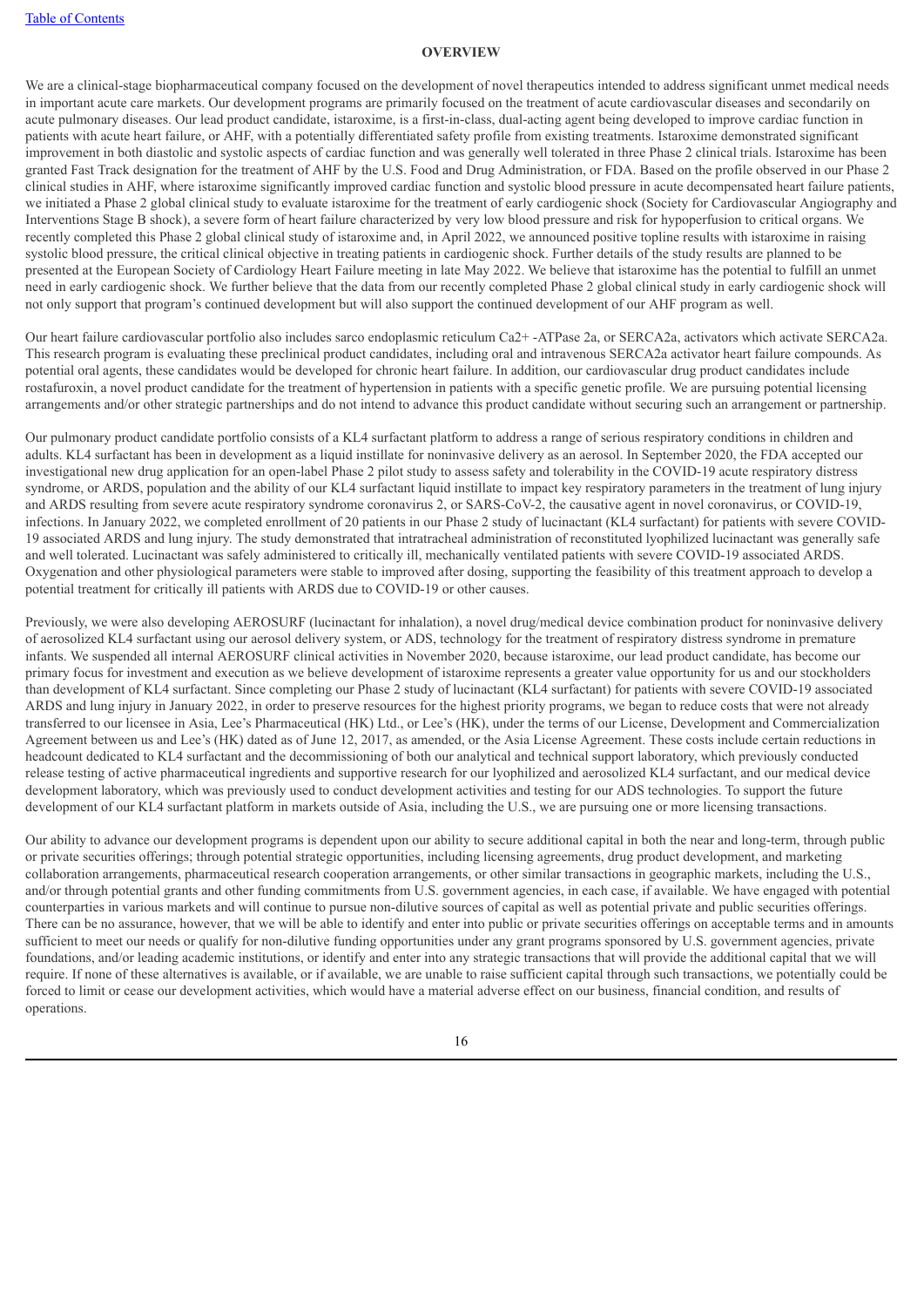## OVERVIEW

We are a clinical-stage biopharmaceutical company focused on the development of novel therapeutics intended to address significant unmet medical needs in important acute care markets. Our development programs are primarily focused on the treatment of acute cardiovascular diseases and secondarily on acute pulmonary diseases. Our lead product candidate, istaroxime, is a first-in-class, dual-acting agent being developed to improve cardiac function in patients with acute heart failure, or AHF, with a potentially differentiated safety profile from existing treatments. Istaroxime demonstrated significant improvement in both diastolic and systolic aspects of cardiac function and was generally well tolerated in three Phase 2 clinical trials. Istaroxime has been granted Fast Track designation for the treatment of AHF by the U.S. Food and Drug Administration, or FDA. Based on the profile observed in our Phase 2 clinical studies in AHF, where istaroxime significantly improved cardiac function and systolic blood pressure in acute decompensated heart failure patients, we initiated a Phase 2 global clinical study to evaluate istaroxime for the treatment of early cardiogenic shock (Society for Cardiovascular Angiography and Interventions Stage B shock), a severe form of heart failure characterized by very low blood pressure and risk for hypoperfusion to critical organs. We recently completed this Phase 2 global clinical study of istaroxime and, in April 2022, we announced positive topline results with istaroxime in raising systolic blood pressure, the critical clinical objective in treating patients in cardiogenic shock. Further details of the study results are planned to be presented at the European Society of Cardiology Heart Failure meeting in late May 2022. We believe that istaroxime has the potential to fulfill an unmet need in early cardiogenic shock. We further believe that the data from our recently completed Phase 2 global clinical study in early cardiogenic shock will not only support that program's continued development but will also support the continued development of our AHF program as well.

Our heart failure cardiovascular portfolio also includes sarco endoplasmic reticulum Ca2+ -ATPase 2a, or SERCA2a, activators which activate SERCA2a. This research program is evaluating these preclinical product candidates, including oral and intravenous SERCA2a activator heart failure compounds. As potential oral agents, these candidates would be developed for chronic heart failure. In addition, our cardiovascular drug product candidates include rostafuroxin, a novel product candidate for the treatment of hypertension in patients with a specific genetic profile. We are pursuing potential licensing arrangements and/or other strategic partnerships and do not intend to advance this product candidate without securing such an arrangement or partnership.

Our pulmonary product candidate portfolio consists of a KL4 surfactant platform to address a range of serious respiratory conditions in children and adults. KL4 surfactant has been in development as a liquid instillate for noninvasive delivery as an aerosol. In September 2020, the FDA accepted our investigational new drug application for an open-label Phase 2 pilot study to assess safety and tolerability in the COVID-19 acute respiratory distress syndrome, or ARDS, population and the ability of our KL4 surfactant liquid instillate to impact key respiratory parameters in the treatment of lung injury and ARDS resulting from severe acute respiratory syndrome coronavirus 2, or SARS-CoV-2, the causative agent in novel coronavirus, or COVID-19, infections. In January 2022, we completed enrollment of 20 patients in our Phase 2 study of lucinactant (KL4 surfactant) for patients with severe COVID-19 associated ARDS and lung injury. The study demonstrated that intratracheal administration of reconstituted lyophilized lucinactant was generally safe and well tolerated. Lucinactant was safely administered to critically ill, mechanically ventilated patients with severe COVID-19 associated ARDS. Oxygenation and other physiological parameters were stable to improved after dosing, supporting the feasibility of this treatment approach to develop a potential treatment for critically ill patients with ARDS due to COVID-19 or other causes.

Previously, we were also developing AEROSURF (lucinactant for inhalation), a novel drug/medical device combination product for noninvasive delivery of aerosolized KL4 surfactant using our aerosol delivery system, or ADS, technology for the treatment of respiratory distress syndrome in premature infants. We suspended all internal AEROSURF clinical activities in November 2020, because istaroxime, our lead product candidate, has become our primary focus for investment and execution as we believe development of istaroxime represents a greater value opportunity for us and our stockholders than development of KL4 surfactant. Since completing our Phase 2 study of lucinactant (KL4 surfactant) for patients with severe COVID-19 associated ARDS and lung injury in January 2022, in order to preserve resources for the highest priority programs, we began to reduce costs that were not already transferred to our licensee in Asia, Lee's Pharmaceutical (HK) Ltd., or Lee's (HK), under the terms of our License, Development and Commercialization Agreement between us and Lee's (HK) dated as of June 12, 2017, as amended, or the Asia License Agreement. These costs include certain reductions in headcount dedicated to KL4 surfactant and the decommissioning of both our analytical and technical support laboratory, which previously conducted release testing of active pharmaceutical ingredients and supportive research for our lyophilized and aerosolized KL4 surfactant, and our medical device development laboratory, which was previously used to conduct development activities and testing for our ADS technologies. To support the future development of our KL4 surfactant platform in markets outside of Asia, including the U.S., we are pursuing one or more licensing transactions.

Our ability to advance our development programs is dependent upon our ability to secure additional capital in both the near and long-term, through public or private securities offerings; through potential strategic opportunities, including licensing agreements, drug product development, and marketing collaboration arrangements, pharmaceutical research cooperation arrangements, or other similar transactions in geographic markets, including the U.S., and/or through potential grants and other funding commitments from U.S. government agencies, in each case, if available. We have engaged with potential counterparties in various markets and will continue to pursue non-dilutive sources of capital as well as potential private and public securities offerings. There can be no assurance, however, that we will be able to identify and enter into public or private securities offerings on acceptable terms and in amounts sufficient to meet our needs or qualify for non-dilutive funding opportunities under any grant programs sponsored by U.S. government agencies, private foundations, and/or leading academic institutions, or identify and enter into any strategic transactions that will provide the additional capital that we will require. If none of these alternatives is available, or if available, we are unable to raise sufficient capital through such transactions, we potentially could be forced to limit or cease our development activities, which would have a material adverse effect on our business, financial condition, and results of operations.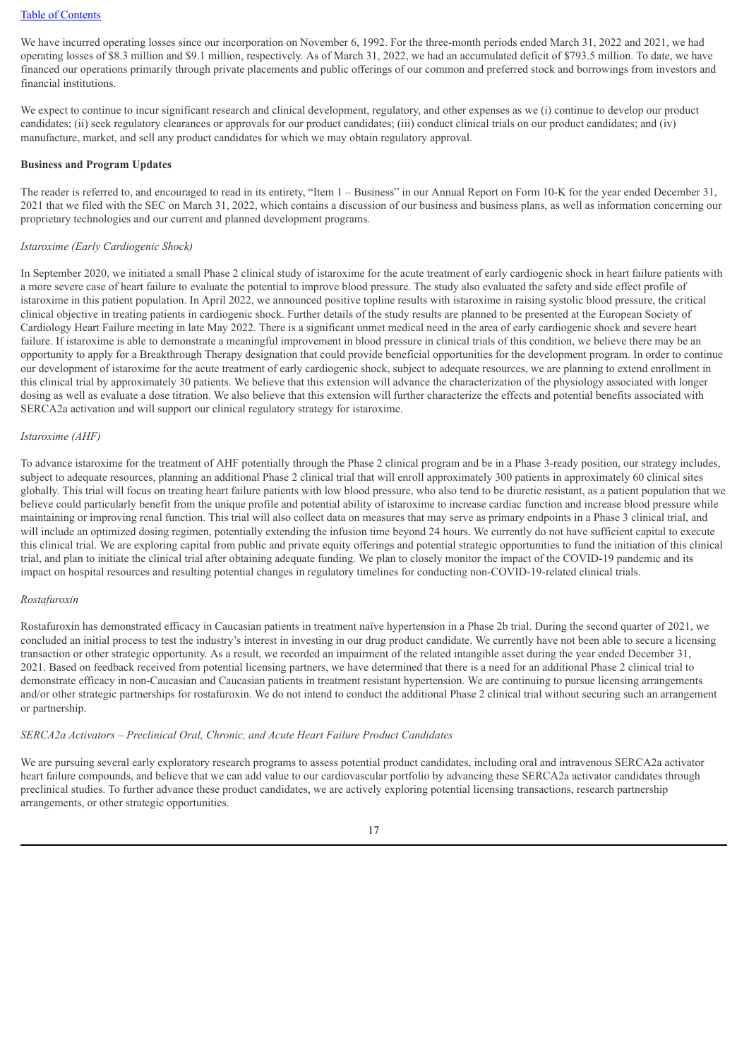We have incurred operating losses since our incorporation on November 6, 1992. For the three-month periods ended March 31, 2022 and 2021, we had operating losses of $8.3 million and $9.1 million, respectively. As of March 31, 2022, we had an accumulated deficit of $793.5 million. To date, we have financed our operations primarily through private placements and public offerings of our common and preferred stock and borrowings from investors and financial institutions.

We expect to continue to incur significant research and clinical development, regulatory, and other expenses as we (i) continue to develop our product candidates; (ii) seek regulatory clearances or approvals for our product candidates; (iii) conduct clinical trials on our product candidates; and (iv) manufacture, market, and sell any product candidates for which we may obtain regulatory approval.

**Business and Program Updates**

The reader is referred to, and encouraged to read in its entirety, "Item 1 – Business" in our Annual Report on Form 10-K for the year ended December 31, 2021 that we filed with the SEC on March 31, 2022, which contains a discussion of our business and business plans, as well as information concerning our proprietary technologies and our current and planned development programs.

*Istaroxime (Early Cardiogenic Shock)*

In September 2020, we initiated a small Phase 2 clinical study of istaroxime for the acute treatment of early cardiogenic shock in heart failure patients with a more severe case of heart failure to evaluate the potential to improve blood pressure. The study also evaluated the safety and side effect profile of istaroxime in this patient population. In April 2022, we announced positive topline results with istaroxime in raising systolic blood pressure, the critical clinical objective in treating patients in cardiogenic shock. Further details of the study results are planned to be presented at the European Society of Cardiology Heart Failure meeting in late May 2022. There is a significant unmet medical need in the area of early cardiogenic shock and severe heart failure. If istaroxime is able to demonstrate a meaningful improvement in blood pressure in clinical trials of this condition, we believe there may be an opportunity to apply for a Breakthrough Therapy designation that could provide beneficial opportunities for the development program. In order to continue our development of istaroxime for the acute treatment of early cardiogenic shock, subject to adequate resources, we are planning to extend enrollment in this clinical trial by approximately 30 patients. We believe that this extension will advance the characterization of the physiology associated with longer dosing as well as evaluate a dose titration. We also believe that this extension will further characterize the effects and potential benefits associated with SERCA2a activation and will support our clinical regulatory strategy for istaroxime.

*Istaroxime (AHF)*

To advance istaroxime for the treatment of AHF potentially through the Phase 2 clinical program and be in a Phase 3-ready position, our strategy includes, subject to adequate resources, planning an additional Phase 2 clinical trial that will enroll approximately 300 patients in approximately 60 clinical sites globally. This trial will focus on treating heart failure patients with low blood pressure, who also tend to be diuretic resistant, as a patient population that we believe could particularly benefit from the unique profile and potential ability of istaroxime to increase cardiac function and increase blood pressure while maintaining or improving renal function. This trial will also collect data on measures that may serve as primary endpoints in a Phase 3 clinical trial, and will include an optimized dosing regimen, potentially extending the infusion time beyond 24 hours. We currently do not have sufficient capital to execute this clinical trial. We are exploring capital from public and private equity offerings and potential strategic opportunities to fund the initiation of this clinical trial, and plan to initiate the clinical trial after obtaining adequate funding. We plan to closely monitor the impact of the COVID-19 pandemic and its impact on hospital resources and resulting potential changes in regulatory timelines for conducting non-COVID-19-related clinical trials.

*Rostafuroxin*

Rostafuroxin has demonstrated efficacy in Caucasian patients in treatment naïve hypertension in a Phase 2b trial. During the second quarter of 2021, we concluded an initial process to test the industry's interest in investing in our drug product candidate. We currently have not been able to secure a licensing transaction or other strategic opportunity. As a result, we recorded an impairment of the related intangible asset during the year ended December 31, 2021. Based on feedback received from potential licensing partners, we have determined that there is a need for an additional Phase 2 clinical trial to demonstrate efficacy in non-Caucasian and Caucasian patients in treatment resistant hypertension. We are continuing to pursue licensing arrangements and/or other strategic partnerships for rostafuroxin. We do not intend to conduct the additional Phase 2 clinical trial without securing such an arrangement or partnership.

*SERCA2a Activators – Preclinical Oral, Chronic, and Acute Heart Failure Product Candidates*

We are pursuing several early exploratory research programs to assess potential product candidates, including oral and intravenous SERCA2a activator heart failure compounds, and believe that we can add value to our cardiovascular portfolio by advancing these SERCA2a activator candidates through preclinical studies. To further advance these product candidates, we are actively exploring potential licensing transactions, research partnership arrangements, or other strategic opportunities.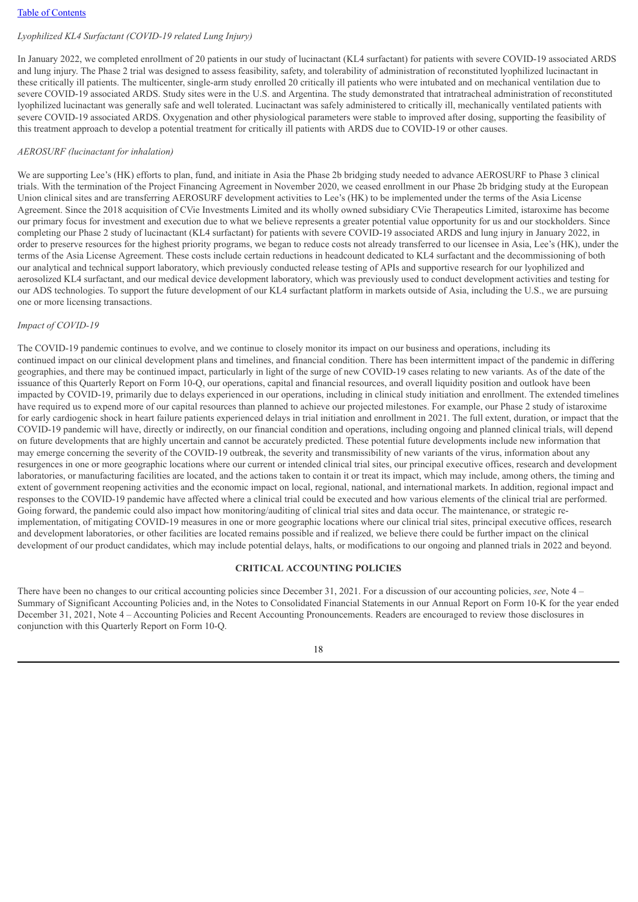*Lyophilized KL4 Surfactant (COVID-19 related Lung Injury)*

In January 2022, we completed enrollment of 20 patients in our study of lucinactant (KL4 surfactant) for patients with severe COVID-19 associated ARDS and lung injury. The Phase 2 trial was designed to assess feasibility, safety, and tolerability of administration of reconstituted lyophilized lucinactant in these critically ill patients. The multicenter, single-arm study enrolled 20 critically ill patients who were intubated and on mechanical ventilation due to severe COVID-19 associated ARDS. Study sites were in the U.S. and Argentina. The study demonstrated that intratracheal administration of reconstituted lyophilized lucinactant was generally safe and well tolerated. Lucinactant was safely administered to critically ill, mechanically ventilated patients with severe COVID-19 associated ARDS. Oxygenation and other physiological parameters were stable to improved after dosing, supporting the feasibility of this treatment approach to develop a potential treatment for critically ill patients with ARDS due to COVID-19 or other causes.

*AEROSURF (lucinactant for inhalation)*

We are supporting Lee's (HK) efforts to plan, fund, and initiate in Asia the Phase 2b bridging study needed to advance AEROSURF to Phase 3 clinical trials. With the termination of the Project Financing Agreement in November 2020, we ceased enrollment in our Phase 2b bridging study at the European Union clinical sites and are transferring AEROSURF development activities to Lee's (HK) to be implemented under the terms of the Asia License Agreement. Since the 2018 acquisition of CVie Investments Limited and its wholly owned subsidiary CVie Therapeutics Limited, istaroxime has become our primary focus for investment and execution due to what we believe represents a greater potential value opportunity for us and our stockholders. Since completing our Phase 2 study of lucinactant (KL4 surfactant) for patients with severe COVID-19 associated ARDS and lung injury in January 2022, in order to preserve resources for the highest priority programs, we began to reduce costs not already transferred to our licensee in Asia, Lee's (HK), under the terms of the Asia License Agreement. These costs include certain reductions in headcount dedicated to KL4 surfactant and the decommissioning of both our analytical and technical support laboratory, which previously conducted release testing of APIs and supportive research for our lyophilized and aerosolized KL4 surfactant, and our medical device development laboratory, which was previously used to conduct development activities and testing for our ADS technologies. To support the future development of our KL4 surfactant platform in markets outside of Asia, including the U.S., we are pursuing one or more licensing transactions.

*Impact of COVID-19*

The COVID-19 pandemic continues to evolve, and we continue to closely monitor its impact on our business and operations, including its continued impact on our clinical development plans and timelines, and financial condition. There has been intermittent impact of the pandemic in differing geographies, and there may be continued impact, particularly in light of the surge of new COVID-19 cases relating to new variants. As of the date of the issuance of this Quarterly Report on Form 10-Q, our operations, capital and financial resources, and overall liquidity position and outlook have been impacted by COVID-19, primarily due to delays experienced in our operations, including in clinical study initiation and enrollment. The extended timelines have required us to expend more of our capital resources than planned to achieve our projected milestones. For example, our Phase 2 study of istaroxime for early cardiogenic shock in heart failure patients experienced delays in trial initiation and enrollment in 2021. The full extent, duration, or impact that the COVID-19 pandemic will have, directly or indirectly, on our financial condition and operations, including ongoing and planned clinical trials, will depend on future developments that are highly uncertain and cannot be accurately predicted. These potential future developments include new information that may emerge concerning the severity of the COVID-19 outbreak, the severity and transmissibility of new variants of the virus, information about any resurgences in one or more geographic locations where our current or intended clinical trial sites, our principal executive offices, research and development laboratories, or manufacturing facilities are located, and the actions taken to contain it or treat its impact, which may include, among others, the timing and extent of government reopening activities and the economic impact on local, regional, national, and international markets. In addition, regional impact and responses to the COVID-19 pandemic have affected where a clinical trial could be executed and how various elements of the clinical trial are performed. Going forward, the pandemic could also impact how monitoring/auditing of clinical trial sites and data occur. The maintenance, or strategic re-implementation, of mitigating COVID-19 measures in one or more geographic locations where our clinical trial sites, principal executive offices, research and development laboratories, or other facilities are located remains possible and if realized, we believe there could be further impact on the clinical development of our product candidates, which may include potential delays, halts, or modifications to our ongoing and planned trials in 2022 and beyond.

## CRITICAL ACCOUNTING POLICIES

There have been no changes to our critical accounting policies since December 31, 2021. For a discussion of our accounting policies, *see*, Note 4 – Summary of Significant Accounting Policies and, in the Notes to Consolidated Financial Statements in our Annual Report on Form 10-K for the year ended December 31, 2021, Note 4 – Accounting Policies and Recent Accounting Pronouncements. Readers are encouraged to review those disclosures in conjunction with this Quarterly Report on Form 10-Q.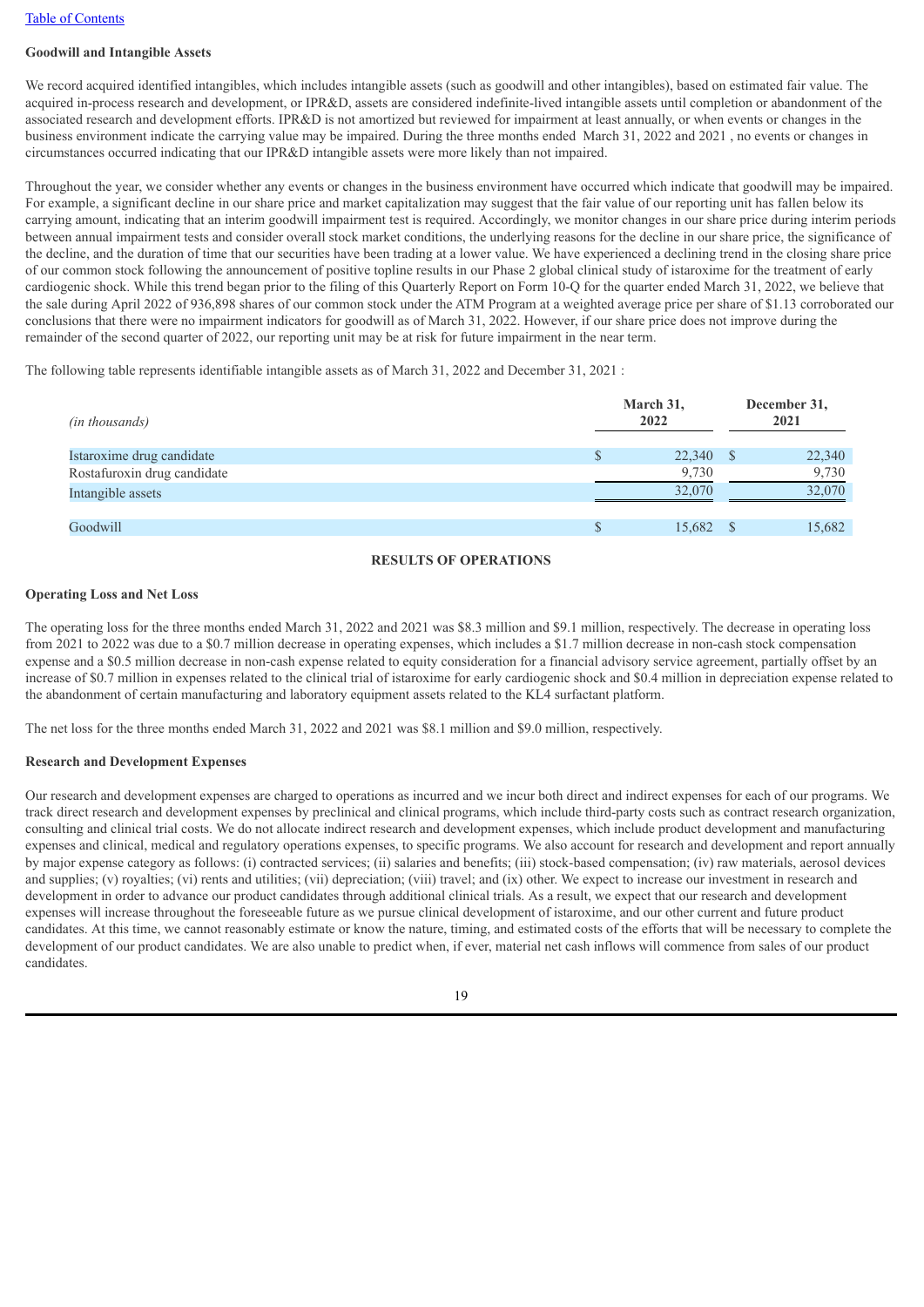**Goodwill and Intangible Assets**

We record acquired identified intangibles, which includes intangible assets (such as goodwill and other intangibles), based on estimated fair value. The acquired in-process research and development, or IPR&D, assets are considered indefinite-lived intangible assets until completion or abandonment of the associated research and development efforts. IPR&D is not amortized but reviewed for impairment at least annually, or when events or changes in the business environment indicate the carrying value may be impaired. During the three months ended March 31, 2022 and 2021 , no events or changes in circumstances occurred indicating that our IPR&D intangible assets were more likely than not impaired.

Throughout the year, we consider whether any events or changes in the business environment have occurred which indicate that goodwill may be impaired. For example, a significant decline in our share price and market capitalization may suggest that the fair value of our reporting unit has fallen below its carrying amount, indicating that an interim goodwill impairment test is required. Accordingly, we monitor changes in our share price during interim periods between annual impairment tests and consider overall stock market conditions, the underlying reasons for the decline in our share price, the significance of the decline, and the duration of time that our securities have been trading at a lower value. We have experienced a declining trend in the closing share price of our common stock following the announcement of positive topline results in our Phase 2 global clinical study of istaroxime for the treatment of early cardiogenic shock. While this trend began prior to the filing of this Quarterly Report on Form 10-Q for the quarter ended March 31, 2022, we believe that the sale during April 2022 of 936,898 shares of our common stock under the ATM Program at a weighted average price per share of $1.13 corroborated our conclusions that there were no impairment indicators for goodwill as of March 31, 2022. However, if our share price does not improve during the remainder of the second quarter of 2022, our reporting unit may be at risk for future impairment in the near term.

The following table represents identifiable intangible assets as of March 31, 2022 and December 31, 2021 :

| *(in thousands)* | March 31, 2022 | December 31, 2021 |
|---|---|---|
| Istaroxime drug candidate | $ 22,340 | $ 22,340 |
| Rostafuroxin drug candidate | 9,730 | 9,730 |
| Intangible assets | 32,070 | 32,070 |
| | | |
| Goodwill | $ 15,682 | $ 15,682 |

## RESULTS OF OPERATIONS

**Operating Loss and Net Loss**

The operating loss for the three months ended March 31, 2022 and 2021 was $8.3 million and $9.1 million, respectively. The decrease in operating loss from 2021 to 2022 was due to a $0.7 million decrease in operating expenses, which includes a $1.7 million decrease in non-cash stock compensation expense and a $0.5 million decrease in non-cash expense related to equity consideration for a financial advisory service agreement, partially offset by an increase of $0.7 million in expenses related to the clinical trial of istaroxime for early cardiogenic shock and $0.4 million in depreciation expense related to the abandonment of certain manufacturing and laboratory equipment assets related to the KL4 surfactant platform.

The net loss for the three months ended March 31, 2022 and 2021 was $8.1 million and $9.0 million, respectively.

**Research and Development Expenses**

Our research and development expenses are charged to operations as incurred and we incur both direct and indirect expenses for each of our programs. We track direct research and development expenses by preclinical and clinical programs, which include third-party costs such as contract research organization, consulting and clinical trial costs. We do not allocate indirect research and development expenses, which include product development and manufacturing expenses and clinical, medical and regulatory operations expenses, to specific programs. We also account for research and development and report annually by major expense category as follows: (i) contracted services; (ii) salaries and benefits; (iii) stock-based compensation; (iv) raw materials, aerosol devices and supplies; (v) royalties; (vi) rents and utilities; (vii) depreciation; (viii) travel; and (ix) other. We expect to increase our investment in research and development in order to advance our product candidates through additional clinical trials. As a result, we expect that our research and development expenses will increase throughout the foreseeable future as we pursue clinical development of istaroxime, and our other current and future product candidates. At this time, we cannot reasonably estimate or know the nature, timing, and estimated costs of the efforts that will be necessary to complete the development of our product candidates. We are also unable to predict when, if ever, material net cash inflows will commence from sales of our product candidates.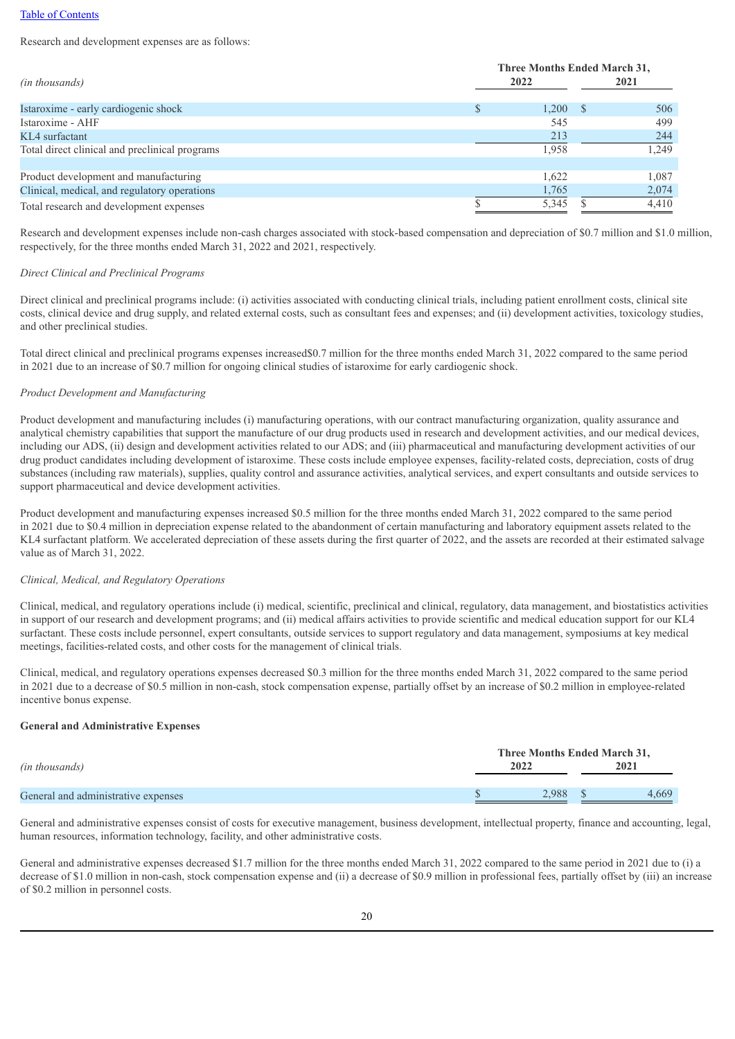Research and development expenses are as follows:

| *(in thousands)* | Three Months Ended March 31, 2022 | Three Months Ended March 31, 2021 |
|---|---|---|
| Istaroxime - early cardiogenic shock | $ 1,200 | $ 506 |
| Istaroxime - AHF | 545 | 499 |
| KL4 surfactant | 213 | 244 |
| Total direct clinical and preclinical programs | 1,958 | 1,249 |
| | | |
| Product development and manufacturing | 1,622 | 1,087 |
| Clinical, medical, and regulatory operations | 1,765 | 2,074 |
| Total research and development expenses | $ 5,345 | $ 4,410 |

Research and development expenses include non-cash charges associated with stock-based compensation and depreciation of $0.7 million and $1.0 million, respectively, for the three months ended March 31, 2022 and 2021, respectively.

*Direct Clinical and Preclinical Programs*

Direct clinical and preclinical programs include: (i) activities associated with conducting clinical trials, including patient enrollment costs, clinical site costs, clinical device and drug supply, and related external costs, such as consultant fees and expenses; and (ii) development activities, toxicology studies, and other preclinical studies.

Total direct clinical and preclinical programs expenses increased$0.7 million for the three months ended March 31, 2022 compared to the same period in 2021 due to an increase of $0.7 million for ongoing clinical studies of istaroxime for early cardiogenic shock.

*Product Development and Manufacturing*

Product development and manufacturing includes (i) manufacturing operations, with our contract manufacturing organization, quality assurance and analytical chemistry capabilities that support the manufacture of our drug products used in research and development activities, and our medical devices, including our ADS, (ii) design and development activities related to our ADS; and (iii) pharmaceutical and manufacturing development activities of our drug product candidates including development of istaroxime. These costs include employee expenses, facility-related costs, depreciation, costs of drug substances (including raw materials), supplies, quality control and assurance activities, analytical services, and expert consultants and outside services to support pharmaceutical and device development activities.

Product development and manufacturing expenses increased $0.5 million for the three months ended March 31, 2022 compared to the same period in 2021 due to $0.4 million in depreciation expense related to the abandonment of certain manufacturing and laboratory equipment assets related to the KL4 surfactant platform. We accelerated depreciation of these assets during the first quarter of 2022, and the assets are recorded at their estimated salvage value as of March 31, 2022.

*Clinical, Medical, and Regulatory Operations*

Clinical, medical, and regulatory operations include (i) medical, scientific, preclinical and clinical, regulatory, data management, and biostatistics activities in support of our research and development programs; and (ii) medical affairs activities to provide scientific and medical education support for our KL4 surfactant. These costs include personnel, expert consultants, outside services to support regulatory and data management, symposiums at key medical meetings, facilities-related costs, and other costs for the management of clinical trials.

Clinical, medical, and regulatory operations expenses decreased $0.3 million for the three months ended March 31, 2022 compared to the same period in 2021 due to a decrease of $0.5 million in non-cash, stock compensation expense, partially offset by an increase of $0.2 million in employee-related incentive bonus expense.

**General and Administrative Expenses**

| *(in thousands)* | Three Months Ended March 31, 2022 | Three Months Ended March 31, 2021 |
|---|---|---|
| General and administrative expenses | $ 2,988 | $ 4,669 |

General and administrative expenses consist of costs for executive management, business development, intellectual property, finance and accounting, legal, human resources, information technology, facility, and other administrative costs.

General and administrative expenses decreased $1.7 million for the three months ended March 31, 2022 compared to the same period in 2021 due to (i) a decrease of $1.0 million in non-cash, stock compensation expense and (ii) a decrease of $0.9 million in professional fees, partially offset by (iii) an increase of $0.2 million in personnel costs.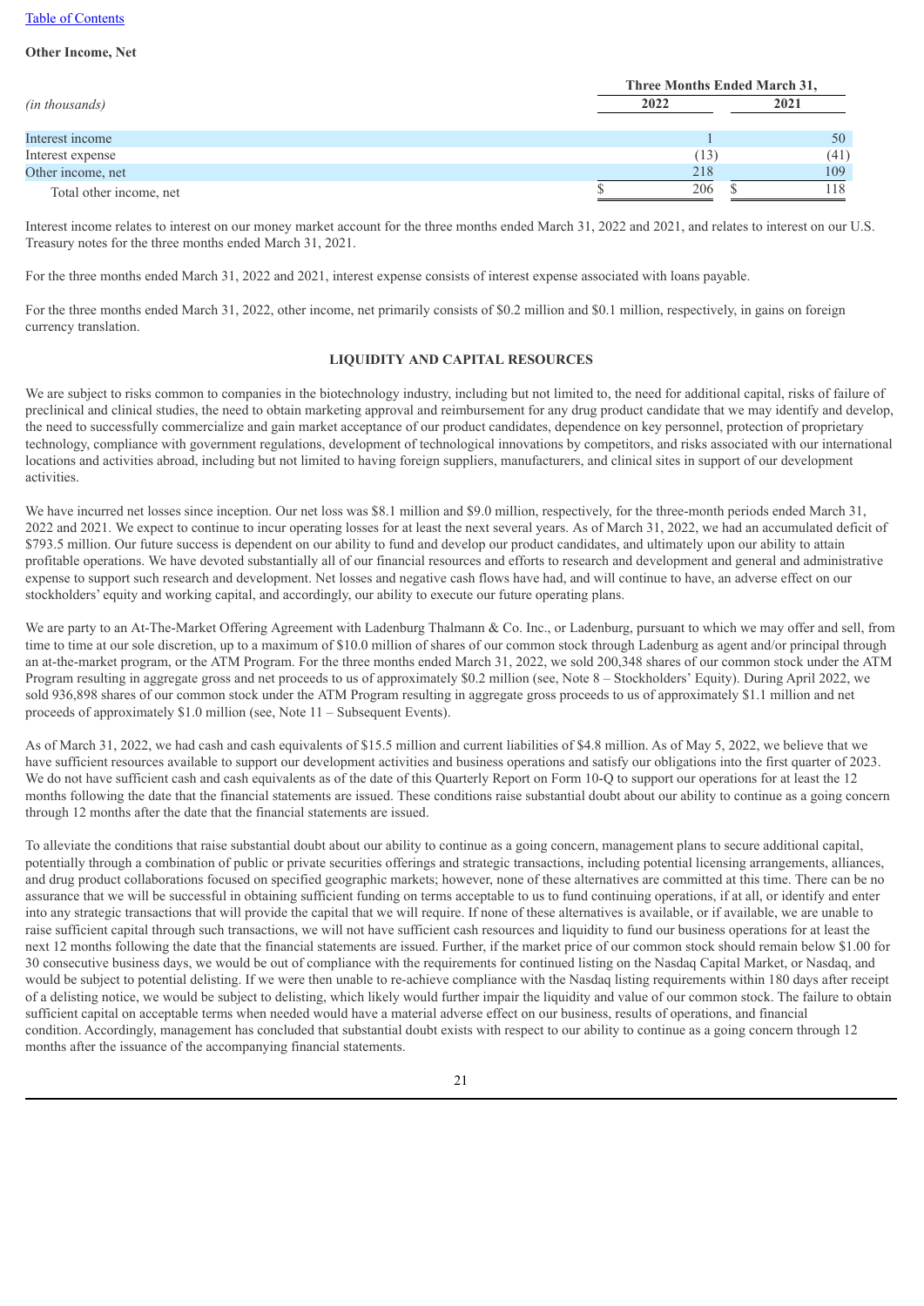**Other Income, Net**

| *(in thousands)* | Three Months Ended March 31, | |
|---|---|---|
| | 2022 | 2021 |
| Interest income | 1 | 50 |
| Interest expense | (13) | (41) |
| Other income, net | 218 | 109 |
| Total other income, net | $ 206 | $ 118 |

Interest income relates to interest on our money market account for the three months ended March 31, 2022 and 2021, and relates to interest on our U.S. Treasury notes for the three months ended March 31, 2021.

For the three months ended March 31, 2022 and 2021, interest expense consists of interest expense associated with loans payable.

For the three months ended March 31, 2022, other income, net primarily consists of $0.2 million and $0.1 million, respectively, in gains on foreign currency translation.

## LIQUIDITY AND CAPITAL RESOURCES

We are subject to risks common to companies in the biotechnology industry, including but not limited to, the need for additional capital, risks of failure of preclinical and clinical studies, the need to obtain marketing approval and reimbursement for any drug product candidate that we may identify and develop, the need to successfully commercialize and gain market acceptance of our product candidates, dependence on key personnel, protection of proprietary technology, compliance with government regulations, development of technological innovations by competitors, and risks associated with our international locations and activities abroad, including but not limited to having foreign suppliers, manufacturers, and clinical sites in support of our development activities.

We have incurred net losses since inception. Our net loss was $8.1 million and $9.0 million, respectively, for the three-month periods ended March 31, 2022 and 2021. We expect to continue to incur operating losses for at least the next several years. As of March 31, 2022, we had an accumulated deficit of $793.5 million. Our future success is dependent on our ability to fund and develop our product candidates, and ultimately upon our ability to attain profitable operations. We have devoted substantially all of our financial resources and efforts to research and development and general and administrative expense to support such research and development. Net losses and negative cash flows have had, and will continue to have, an adverse effect on our stockholders' equity and working capital, and accordingly, our ability to execute our future operating plans.

We are party to an At-The-Market Offering Agreement with Ladenburg Thalmann & Co. Inc., or Ladenburg, pursuant to which we may offer and sell, from time to time at our sole discretion, up to a maximum of $10.0 million of shares of our common stock through Ladenburg as agent and/or principal through an at-the-market program, or the ATM Program. For the three months ended March 31, 2022, we sold 200,348 shares of our common stock under the ATM Program resulting in aggregate gross and net proceeds to us of approximately $0.2 million (see, Note 8 – Stockholders' Equity). During April 2022, we sold 936,898 shares of our common stock under the ATM Program resulting in aggregate gross proceeds to us of approximately $1.1 million and net proceeds of approximately $1.0 million (see, Note 11 – Subsequent Events).

As of March 31, 2022, we had cash and cash equivalents of $15.5 million and current liabilities of $4.8 million. As of May 5, 2022, we believe that we have sufficient resources available to support our development activities and business operations and satisfy our obligations into the first quarter of 2023. We do not have sufficient cash and cash equivalents as of the date of this Quarterly Report on Form 10-Q to support our operations for at least the 12 months following the date that the financial statements are issued. These conditions raise substantial doubt about our ability to continue as a going concern through 12 months after the date that the financial statements are issued.

To alleviate the conditions that raise substantial doubt about our ability to continue as a going concern, management plans to secure additional capital, potentially through a combination of public or private securities offerings and strategic transactions, including potential licensing arrangements, alliances, and drug product collaborations focused on specified geographic markets; however, none of these alternatives are committed at this time. There can be no assurance that we will be successful in obtaining sufficient funding on terms acceptable to us to fund continuing operations, if at all, or identify and enter into any strategic transactions that will provide the capital that we will require. If none of these alternatives is available, or if available, we are unable to raise sufficient capital through such transactions, we will not have sufficient cash resources and liquidity to fund our business operations for at least the next 12 months following the date that the financial statements are issued. Further, if the market price of our common stock should remain below $1.00 for 30 consecutive business days, we would be out of compliance with the requirements for continued listing on the Nasdaq Capital Market, or Nasdaq, and would be subject to potential delisting. If we were then unable to re-achieve compliance with the Nasdaq listing requirements within 180 days after receipt of a delisting notice, we would be subject to delisting, which likely would further impair the liquidity and value of our common stock. The failure to obtain sufficient capital on acceptable terms when needed would have a material adverse effect on our business, results of operations, and financial condition. Accordingly, management has concluded that substantial doubt exists with respect to our ability to continue as a going concern through 12 months after the issuance of the accompanying financial statements.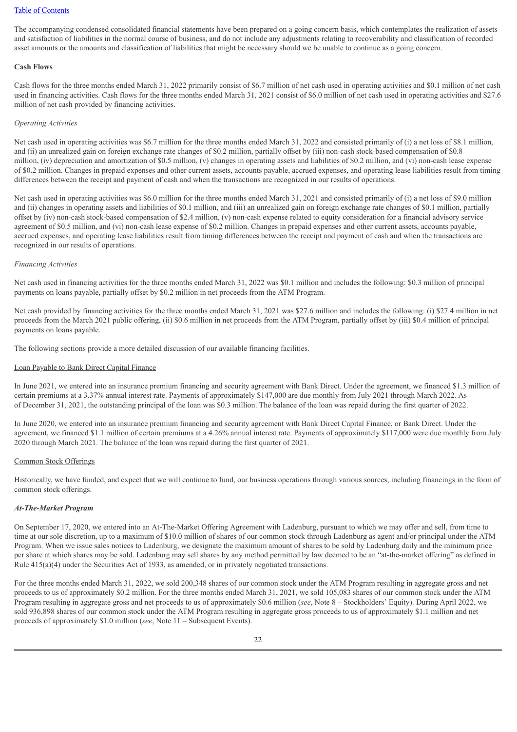The accompanying condensed consolidated financial statements have been prepared on a going concern basis, which contemplates the realization of assets and satisfaction of liabilities in the normal course of business, and do not include any adjustments relating to recoverability and classification of recorded asset amounts or the amounts and classification of liabilities that might be necessary should we be unable to continue as a going concern.

**Cash Flows**

Cash flows for the three months ended March 31, 2022 primarily consist of $6.7 million of net cash used in operating activities and $0.1 million of net cash used in financing activities. Cash flows for the three months ended March 31, 2021 consist of $6.0 million of net cash used in operating activities and $27.6 million of net cash provided by financing activities.

*Operating Activities*

Net cash used in operating activities was $6.7 million for the three months ended March 31, 2022 and consisted primarily of (i) a net loss of $8.1 million, and (ii) an unrealized gain on foreign exchange rate changes of $0.2 million, partially offset by (iii) non-cash stock-based compensation of $0.8 million, (iv) depreciation and amortization of $0.5 million, (v) changes in operating assets and liabilities of $0.2 million, and (vi) non-cash lease expense of $0.2 million. Changes in prepaid expenses and other current assets, accounts payable, accrued expenses, and operating lease liabilities result from timing differences between the receipt and payment of cash and when the transactions are recognized in our results of operations.

Net cash used in operating activities was $6.0 million for the three months ended March 31, 2021 and consisted primarily of (i) a net loss of $9.0 million and (ii) changes in operating assets and liabilities of $0.1 million, and (iii) an unrealized gain on foreign exchange rate changes of $0.1 million, partially offset by (iv) non-cash stock-based compensation of $2.4 million, (v) non-cash expense related to equity consideration for a financial advisory service agreement of $0.5 million, and (vi) non-cash lease expense of $0.2 million. Changes in prepaid expenses and other current assets, accounts payable, accrued expenses, and operating lease liabilities result from timing differences between the receipt and payment of cash and when the transactions are recognized in our results of operations.

*Financing Activities*

Net cash used in financing activities for the three months ended March 31, 2022 was $0.1 million and includes the following: $0.3 million of principal payments on loans payable, partially offset by $0.2 million in net proceeds from the ATM Program.

Net cash provided by financing activities for the three months ended March 31, 2021 was $27.6 million and includes the following: (i) $27.4 million in net proceeds from the March 2021 public offering, (ii) $0.6 million in net proceeds from the ATM Program, partially offset by (iii) $0.4 million of principal payments on loans payable.

The following sections provide a more detailed discussion of our available financing facilities.

Loan Payable to Bank Direct Capital Finance

In June 2021, we entered into an insurance premium financing and security agreement with Bank Direct. Under the agreement, we financed $1.3 million of certain premiums at a 3.37% annual interest rate. Payments of approximately $147,000 are due monthly from July 2021 through March 2022. As of December 31, 2021, the outstanding principal of the loan was $0.3 million. The balance of the loan was repaid during the first quarter of 2022.

In June 2020, we entered into an insurance premium financing and security agreement with Bank Direct Capital Finance, or Bank Direct. Under the agreement, we financed $1.1 million of certain premiums at a 4.26% annual interest rate. Payments of approximately $117,000 were due monthly from July 2020 through March 2021. The balance of the loan was repaid during the first quarter of 2021.

Common Stock Offerings

Historically, we have funded, and expect that we will continue to fund, our business operations through various sources, including financings in the form of common stock offerings.

***At-The-Market Program***

On September 17, 2020, we entered into an At-The-Market Offering Agreement with Ladenburg, pursuant to which we may offer and sell, from time to time at our sole discretion, up to a maximum of $10.0 million of shares of our common stock through Ladenburg as agent and/or principal under the ATM Program. When we issue sales notices to Ladenburg, we designate the maximum amount of shares to be sold by Ladenburg daily and the minimum price per share at which shares may be sold. Ladenburg may sell shares by any method permitted by law deemed to be an "at-the-market offering" as defined in Rule 415(a)(4) under the Securities Act of 1933, as amended, or in privately negotiated transactions.

For the three months ended March 31, 2022, we sold 200,348 shares of our common stock under the ATM Program resulting in aggregate gross and net proceeds to us of approximately $0.2 million. For the three months ended March 31, 2021, we sold 105,083 shares of our common stock under the ATM Program resulting in aggregate gross and net proceeds to us of approximately $0.6 million (*see*, Note 8 – Stockholders' Equity). During April 2022, we sold 936,898 shares of our common stock under the ATM Program resulting in aggregate gross proceeds to us of approximately $1.1 million and net proceeds of approximately $1.0 million (*see*, Note 11 – Subsequent Events).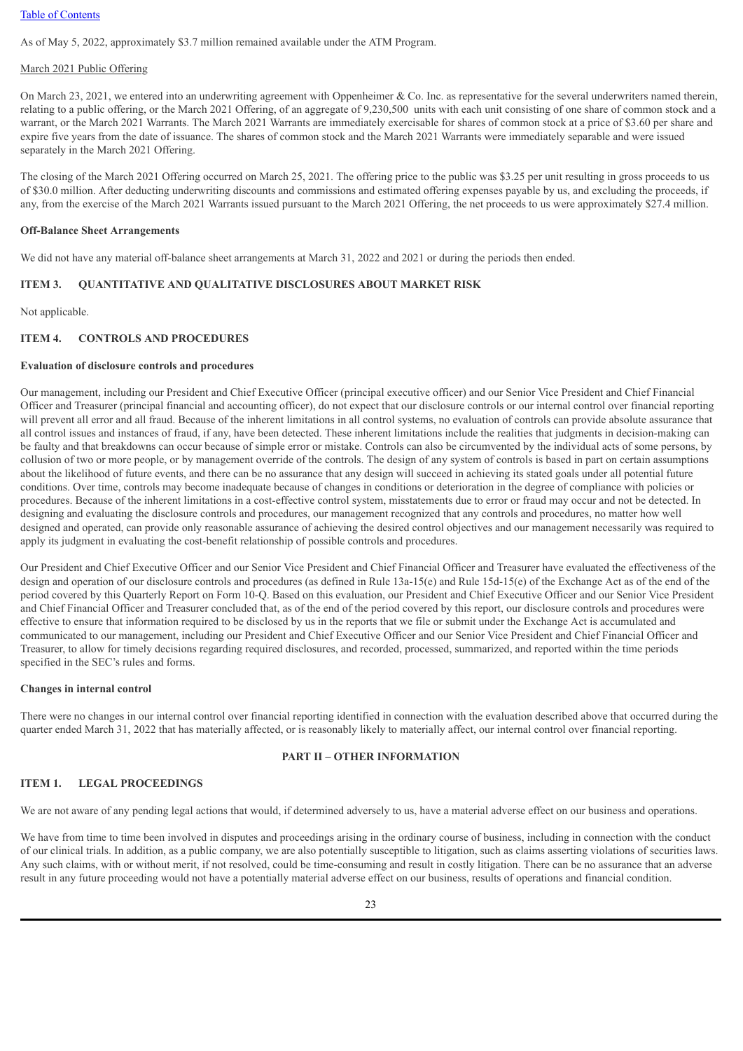As of May 5, 2022, approximately $3.7 million remained available under the ATM Program.

March 2021 Public Offering

On March 23, 2021, we entered into an underwriting agreement with Oppenheimer & Co. Inc. as representative for the several underwriters named therein, relating to a public offering, or the March 2021 Offering, of an aggregate of 9,230,500 units with each unit consisting of one share of common stock and a warrant, or the March 2021 Warrants. The March 2021 Warrants are immediately exercisable for shares of common stock at a price of $3.60 per share and expire five years from the date of issuance. The shares of common stock and the March 2021 Warrants were immediately separable and were issued separately in the March 2021 Offering.

The closing of the March 2021 Offering occurred on March 25, 2021. The offering price to the public was $3.25 per unit resulting in gross proceeds to us of $30.0 million. After deducting underwriting discounts and commissions and estimated offering expenses payable by us, and excluding the proceeds, if any, from the exercise of the March 2021 Warrants issued pursuant to the March 2021 Offering, the net proceeds to us were approximately $27.4 million.

**Off-Balance Sheet Arrangements**

We did not have any material off-balance sheet arrangements at March 31, 2022 and 2021 or during the periods then ended.

## ITEM 3. QUANTITATIVE AND QUALITATIVE DISCLOSURES ABOUT MARKET RISK

Not applicable.

## ITEM 4. CONTROLS AND PROCEDURES

**Evaluation of disclosure controls and procedures**

Our management, including our President and Chief Executive Officer (principal executive officer) and our Senior Vice President and Chief Financial Officer and Treasurer (principal financial and accounting officer), do not expect that our disclosure controls or our internal control over financial reporting will prevent all error and all fraud. Because of the inherent limitations in all control systems, no evaluation of controls can provide absolute assurance that all control issues and instances of fraud, if any, have been detected. These inherent limitations include the realities that judgments in decision-making can be faulty and that breakdowns can occur because of simple error or mistake. Controls can also be circumvented by the individual acts of some persons, by collusion of two or more people, or by management override of the controls. The design of any system of controls is based in part on certain assumptions about the likelihood of future events, and there can be no assurance that any design will succeed in achieving its stated goals under all potential future conditions. Over time, controls may become inadequate because of changes in conditions or deterioration in the degree of compliance with policies or procedures. Because of the inherent limitations in a cost-effective control system, misstatements due to error or fraud may occur and not be detected. In designing and evaluating the disclosure controls and procedures, our management recognized that any controls and procedures, no matter how well designed and operated, can provide only reasonable assurance of achieving the desired control objectives and our management necessarily was required to apply its judgment in evaluating the cost-benefit relationship of possible controls and procedures.

Our President and Chief Executive Officer and our Senior Vice President and Chief Financial Officer and Treasurer have evaluated the effectiveness of the design and operation of our disclosure controls and procedures (as defined in Rule 13a-15(e) and Rule 15d-15(e) of the Exchange Act as of the end of the period covered by this Quarterly Report on Form 10-Q. Based on this evaluation, our President and Chief Executive Officer and our Senior Vice President and Chief Financial Officer and Treasurer concluded that, as of the end of the period covered by this report, our disclosure controls and procedures were effective to ensure that information required to be disclosed by us in the reports that we file or submit under the Exchange Act is accumulated and communicated to our management, including our President and Chief Executive Officer and our Senior Vice President and Chief Financial Officer and Treasurer, to allow for timely decisions regarding required disclosures, and recorded, processed, summarized, and reported within the time periods specified in the SEC's rules and forms.

**Changes in internal control**

There were no changes in our internal control over financial reporting identified in connection with the evaluation described above that occurred during the quarter ended March 31, 2022 that has materially affected, or is reasonably likely to materially affect, our internal control over financial reporting.

# PART II – OTHER INFORMATION

## ITEM 1. LEGAL PROCEEDINGS

We are not aware of any pending legal actions that would, if determined adversely to us, have a material adverse effect on our business and operations.

We have from time to time been involved in disputes and proceedings arising in the ordinary course of business, including in connection with the conduct of our clinical trials. In addition, as a public company, we are also potentially susceptible to litigation, such as claims asserting violations of securities laws. Any such claims, with or without merit, if not resolved, could be time-consuming and result in costly litigation. There can be no assurance that an adverse result in any future proceeding would not have a potentially material adverse effect on our business, results of operations and financial condition.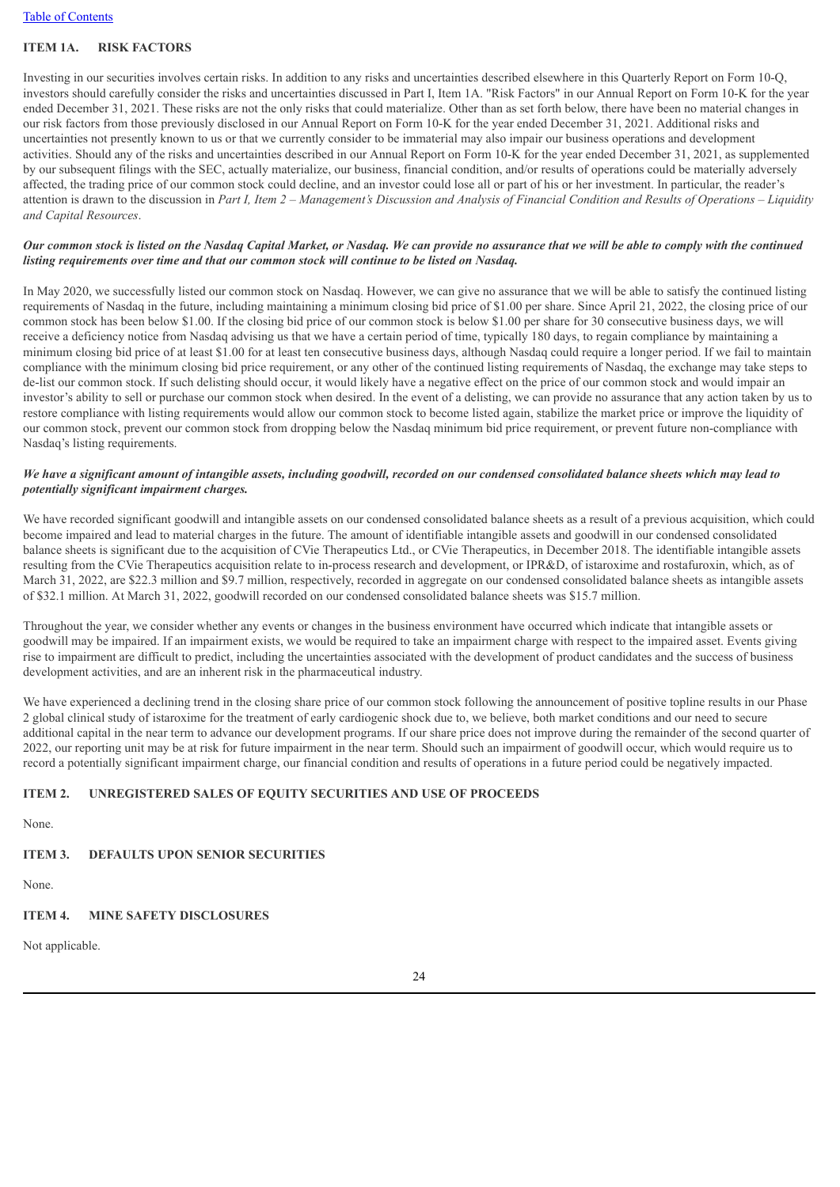## ITEM 1A. RISK FACTORS

Investing in our securities involves certain risks. In addition to any risks and uncertainties described elsewhere in this Quarterly Report on Form 10-Q, investors should carefully consider the risks and uncertainties discussed in Part I, Item 1A. "Risk Factors" in our Annual Report on Form 10-K for the year ended December 31, 2021. These risks are not the only risks that could materialize. Other than as set forth below, there have been no material changes in our risk factors from those previously disclosed in our Annual Report on Form 10-K for the year ended December 31, 2021. Additional risks and uncertainties not presently known to us or that we currently consider to be immaterial may also impair our business operations and development activities. Should any of the risks and uncertainties described in our Annual Report on Form 10-K for the year ended December 31, 2021, as supplemented by our subsequent filings with the SEC, actually materialize, our business, financial condition, and/or results of operations could be materially adversely affected, the trading price of our common stock could decline, and an investor could lose all or part of his or her investment. In particular, the reader's attention is drawn to the discussion in *Part I, Item 2 – Management's Discussion and Analysis of Financial Condition and Results of Operations – Liquidity and Capital Resources*.

***Our common stock is listed on the Nasdaq Capital Market, or Nasdaq. We can provide no assurance that we will be able to comply with the continued listing requirements over time and that our common stock will continue to be listed on Nasdaq.***

In May 2020, we successfully listed our common stock on Nasdaq. However, we can give no assurance that we will be able to satisfy the continued listing requirements of Nasdaq in the future, including maintaining a minimum closing bid price of $1.00 per share. Since April 21, 2022, the closing price of our common stock has been below $1.00. If the closing bid price of our common stock is below $1.00 per share for 30 consecutive business days, we will receive a deficiency notice from Nasdaq advising us that we have a certain period of time, typically 180 days, to regain compliance by maintaining a minimum closing bid price of at least $1.00 for at least ten consecutive business days, although Nasdaq could require a longer period. If we fail to maintain compliance with the minimum closing bid price requirement, or any other of the continued listing requirements of Nasdaq, the exchange may take steps to de-list our common stock. If such delisting should occur, it would likely have a negative effect on the price of our common stock and would impair an investor's ability to sell or purchase our common stock when desired. In the event of a delisting, we can provide no assurance that any action taken by us to restore compliance with listing requirements would allow our common stock to become listed again, stabilize the market price or improve the liquidity of our common stock, prevent our common stock from dropping below the Nasdaq minimum bid price requirement, or prevent future non-compliance with Nasdaq's listing requirements.

***We have a significant amount of intangible assets, including goodwill, recorded on our condensed consolidated balance sheets which may lead to potentially significant impairment charges.***

We have recorded significant goodwill and intangible assets on our condensed consolidated balance sheets as a result of a previous acquisition, which could become impaired and lead to material charges in the future. The amount of identifiable intangible assets and goodwill in our condensed consolidated balance sheets is significant due to the acquisition of CVie Therapeutics Ltd., or CVie Therapeutics, in December 2018. The identifiable intangible assets resulting from the CVie Therapeutics acquisition relate to in-process research and development, or IPR&D, of istaroxime and rostafuroxin, which, as of March 31, 2022, are $22.3 million and $9.7 million, respectively, recorded in aggregate on our condensed consolidated balance sheets as intangible assets of $32.1 million. At March 31, 2022, goodwill recorded on our condensed consolidated balance sheets was $15.7 million.

Throughout the year, we consider whether any events or changes in the business environment have occurred which indicate that intangible assets or goodwill may be impaired. If an impairment exists, we would be required to take an impairment charge with respect to the impaired asset. Events giving rise to impairment are difficult to predict, including the uncertainties associated with the development of product candidates and the success of business development activities, and are an inherent risk in the pharmaceutical industry.

We have experienced a declining trend in the closing share price of our common stock following the announcement of positive topline results in our Phase 2 global clinical study of istaroxime for the treatment of early cardiogenic shock due to, we believe, both market conditions and our need to secure additional capital in the near term to advance our development programs. If our share price does not improve during the remainder of the second quarter of 2022, our reporting unit may be at risk for future impairment in the near term. Should such an impairment of goodwill occur, which would require us to record a potentially significant impairment charge, our financial condition and results of operations in a future period could be negatively impacted.

## ITEM 2. UNREGISTERED SALES OF EQUITY SECURITIES AND USE OF PROCEEDS

None.

## ITEM 3. DEFAULTS UPON SENIOR SECURITIES

None.

## ITEM 4. MINE SAFETY DISCLOSURES

Not applicable.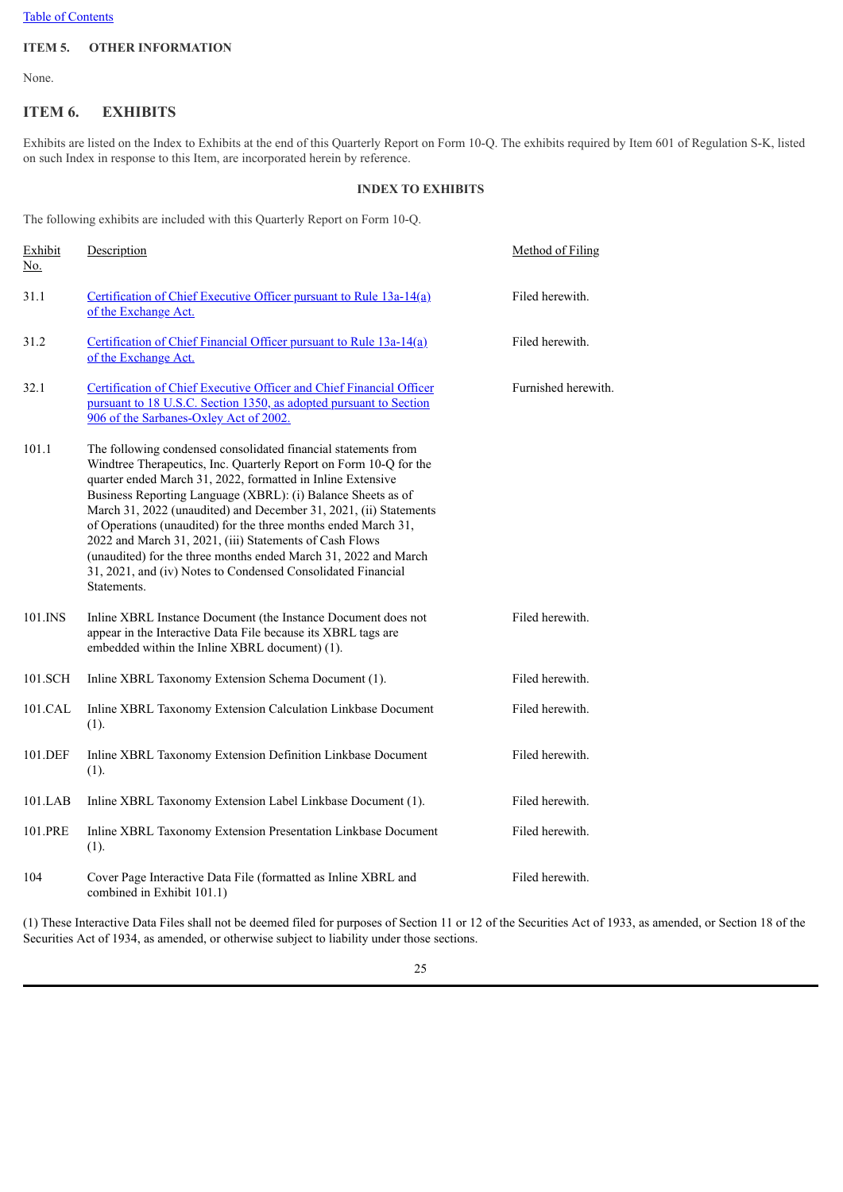## ITEM 5. OTHER INFORMATION

None.

## ITEM 6. EXHIBITS

Exhibits are listed on the Index to Exhibits at the end of this Quarterly Report on Form 10-Q. The exhibits required by Item 601 of Regulation S-K, listed on such Index in response to this Item, are incorporated herein by reference.

**INDEX TO EXHIBITS**

The following exhibits are included with this Quarterly Report on Form 10-Q.

| Exhibit No. | Description | Method of Filing |
|---|---|---|
| 31.1 | Certification of Chief Executive Officer pursuant to Rule 13a-14(a) of the Exchange Act. | Filed herewith. |
| 31.2 | Certification of Chief Financial Officer pursuant to Rule 13a-14(a) of the Exchange Act. | Filed herewith. |
| 32.1 | Certification of Chief Executive Officer and Chief Financial Officer pursuant to 18 U.S.C. Section 1350, as adopted pursuant to Section 906 of the Sarbanes-Oxley Act of 2002. | Furnished herewith. |
| 101.1 | The following condensed consolidated financial statements from Windtree Therapeutics, Inc. Quarterly Report on Form 10-Q for the quarter ended March 31, 2022, formatted in Inline Extensive Business Reporting Language (XBRL): (i) Balance Sheets as of March 31, 2022 (unaudited) and December 31, 2021, (ii) Statements of Operations (unaudited) for the three months ended March 31, 2022 and March 31, 2021, (iii) Statements of Cash Flows (unaudited) for the three months ended March 31, 2022 and March 31, 2021, and (iv) Notes to Condensed Consolidated Financial Statements. | |
| 101.INS | Inline XBRL Instance Document (the Instance Document does not appear in the Interactive Data File because its XBRL tags are embedded within the Inline XBRL document) (1). | Filed herewith. |
| 101.SCH | Inline XBRL Taxonomy Extension Schema Document (1). | Filed herewith. |
| 101.CAL | Inline XBRL Taxonomy Extension Calculation Linkbase Document (1). | Filed herewith. |
| 101.DEF | Inline XBRL Taxonomy Extension Definition Linkbase Document (1). | Filed herewith. |
| 101.LAB | Inline XBRL Taxonomy Extension Label Linkbase Document (1). | Filed herewith. |
| 101.PRE | Inline XBRL Taxonomy Extension Presentation Linkbase Document (1). | Filed herewith. |
| 104 | Cover Page Interactive Data File (formatted as Inline XBRL and combined in Exhibit 101.1) | Filed herewith. |

(1) These Interactive Data Files shall not be deemed filed for purposes of Section 11 or 12 of the Securities Act of 1933, as amended, or Section 18 of the Securities Act of 1934, as amended, or otherwise subject to liability under those sections.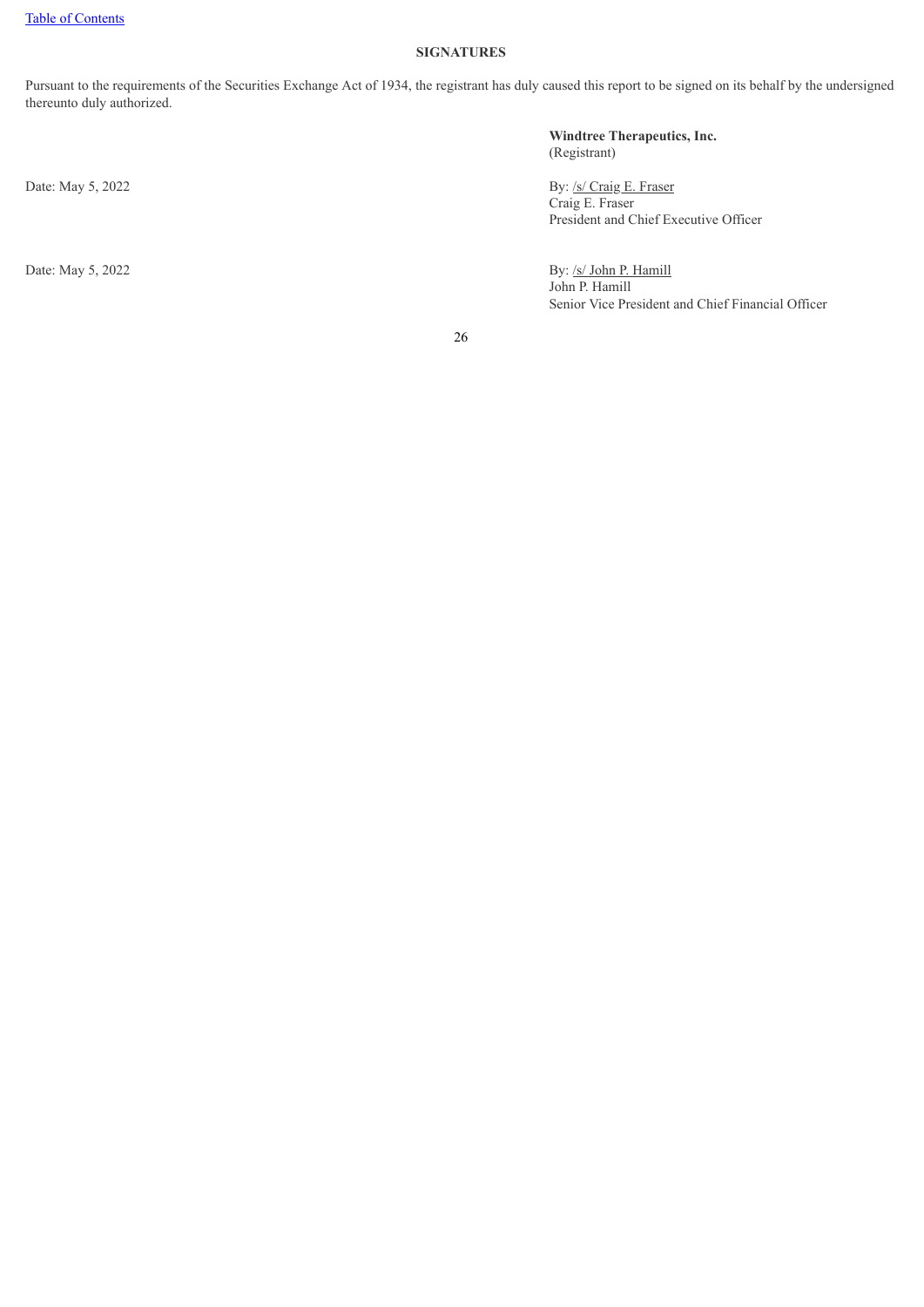[Table of Contents]

## SIGNATURES

Pursuant to the requirements of the Securities Exchange Act of 1934, the registrant has duly caused this report to be signed on its behalf by the undersigned thereunto duly authorized.

**Windtree Therapeutics, Inc.**
(Registrant)

Date: May 5, 2022

By: /s/ Craig E. Fraser
Craig E. Fraser
President and Chief Executive Officer

Date: May 5, 2022

By: /s/ John P. Hamill
John P. Hamill
Senior Vice President and Chief Financial Officer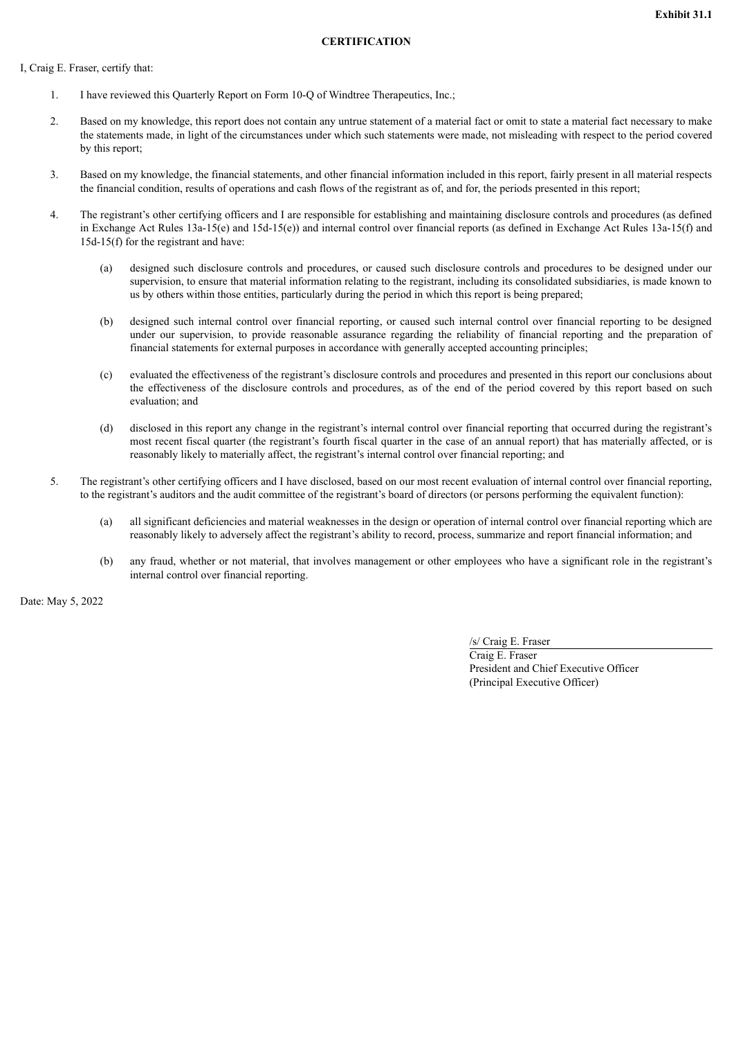**Exhibit 31.1**

**CERTIFICATION**

I, Craig E. Fraser, certify that:

1. I have reviewed this Quarterly Report on Form 10-Q of Windtree Therapeutics, Inc.;

2. Based on my knowledge, this report does not contain any untrue statement of a material fact or omit to state a material fact necessary to make the statements made, in light of the circumstances under which such statements were made, not misleading with respect to the period covered by this report;

3. Based on my knowledge, the financial statements, and other financial information included in this report, fairly present in all material respects the financial condition, results of operations and cash flows of the registrant as of, and for, the periods presented in this report;

4. The registrant's other certifying officers and I are responsible for establishing and maintaining disclosure controls and procedures (as defined in Exchange Act Rules 13a-15(e) and 15d-15(e)) and internal control over financial reports (as defined in Exchange Act Rules 13a-15(f) and 15d-15(f) for the registrant and have:

   (a) designed such disclosure controls and procedures, or caused such disclosure controls and procedures to be designed under our supervision, to ensure that material information relating to the registrant, including its consolidated subsidiaries, is made known to us by others within those entities, particularly during the period in which this report is being prepared;

   (b) designed such internal control over financial reporting, or caused such internal control over financial reporting to be designed under our supervision, to provide reasonable assurance regarding the reliability of financial reporting and the preparation of financial statements for external purposes in accordance with generally accepted accounting principles;

   (c) evaluated the effectiveness of the registrant's disclosure controls and procedures and presented in this report our conclusions about the effectiveness of the disclosure controls and procedures, as of the end of the period covered by this report based on such evaluation; and

   (d) disclosed in this report any change in the registrant's internal control over financial reporting that occurred during the registrant's most recent fiscal quarter (the registrant's fourth fiscal quarter in the case of an annual report) that has materially affected, or is reasonably likely to materially affect, the registrant's internal control over financial reporting; and

5. The registrant's other certifying officers and I have disclosed, based on our most recent evaluation of internal control over financial reporting, to the registrant's auditors and the audit committee of the registrant's board of directors (or persons performing the equivalent function):

   (a) all significant deficiencies and material weaknesses in the design or operation of internal control over financial reporting which are reasonably likely to adversely affect the registrant's ability to record, process, summarize and report financial information; and

   (b) any fraud, whether or not material, that involves management or other employees who have a significant role in the registrant's internal control over financial reporting.

Date: May 5, 2022

/s/ Craig E. Fraser
Craig E. Fraser
President and Chief Executive Officer
(Principal Executive Officer)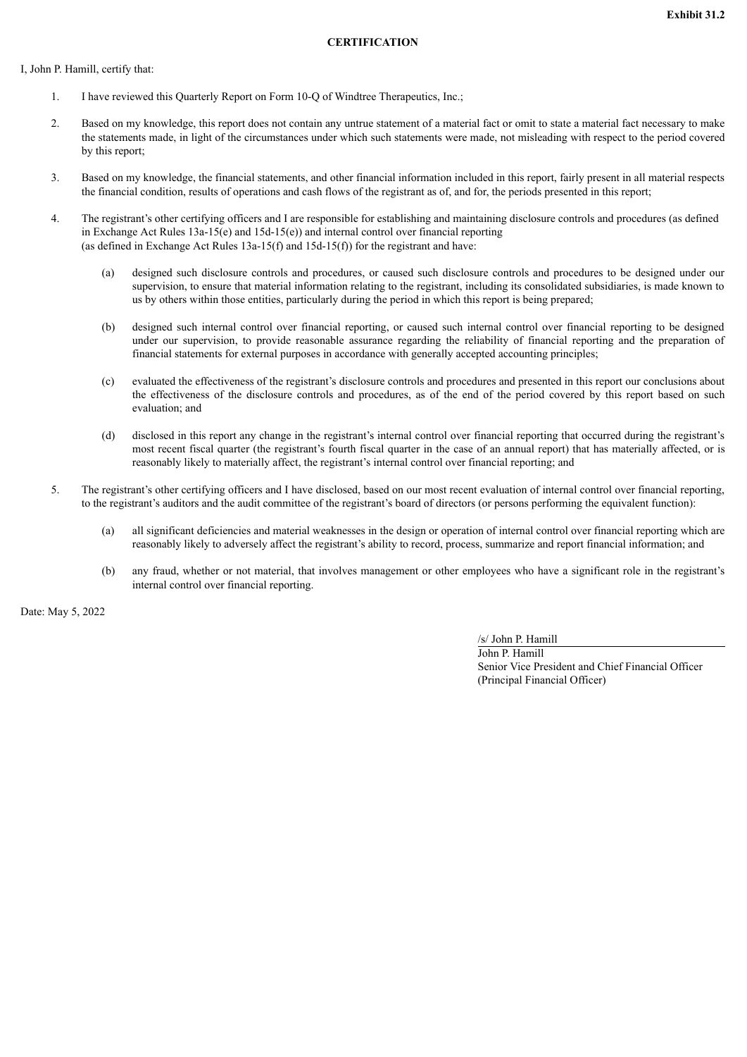**Exhibit 31.2**

**CERTIFICATION**

I, John P. Hamill, certify that:

1. I have reviewed this Quarterly Report on Form 10-Q of Windtree Therapeutics, Inc.;

2. Based on my knowledge, this report does not contain any untrue statement of a material fact or omit to state a material fact necessary to make the statements made, in light of the circumstances under which such statements were made, not misleading with respect to the period covered by this report;

3. Based on my knowledge, the financial statements, and other financial information included in this report, fairly present in all material respects the financial condition, results of operations and cash flows of the registrant as of, and for, the periods presented in this report;

4. The registrant's other certifying officers and I are responsible for establishing and maintaining disclosure controls and procedures (as defined in Exchange Act Rules 13a-15(e) and 15d-15(e)) and internal control over financial reporting (as defined in Exchange Act Rules 13a-15(f) and 15d-15(f)) for the registrant and have:

   (a) designed such disclosure controls and procedures, or caused such disclosure controls and procedures to be designed under our supervision, to ensure that material information relating to the registrant, including its consolidated subsidiaries, is made known to us by others within those entities, particularly during the period in which this report is being prepared;

   (b) designed such internal control over financial reporting, or caused such internal control over financial reporting to be designed under our supervision, to provide reasonable assurance regarding the reliability of financial reporting and the preparation of financial statements for external purposes in accordance with generally accepted accounting principles;

   (c) evaluated the effectiveness of the registrant's disclosure controls and procedures and presented in this report our conclusions about the effectiveness of the disclosure controls and procedures, as of the end of the period covered by this report based on such evaluation; and

   (d) disclosed in this report any change in the registrant's internal control over financial reporting that occurred during the registrant's most recent fiscal quarter (the registrant's fourth fiscal quarter in the case of an annual report) that has materially affected, or is reasonably likely to materially affect, the registrant's internal control over financial reporting; and

5. The registrant's other certifying officers and I have disclosed, based on our most recent evaluation of internal control over financial reporting, to the registrant's auditors and the audit committee of the registrant's board of directors (or persons performing the equivalent function):

   (a) all significant deficiencies and material weaknesses in the design or operation of internal control over financial reporting which are reasonably likely to adversely affect the registrant's ability to record, process, summarize and report financial information; and

   (b) any fraud, whether or not material, that involves management or other employees who have a significant role in the registrant's internal control over financial reporting.

Date: May 5, 2022

/s/ John P. Hamill
John P. Hamill
Senior Vice President and Chief Financial Officer
(Principal Financial Officer)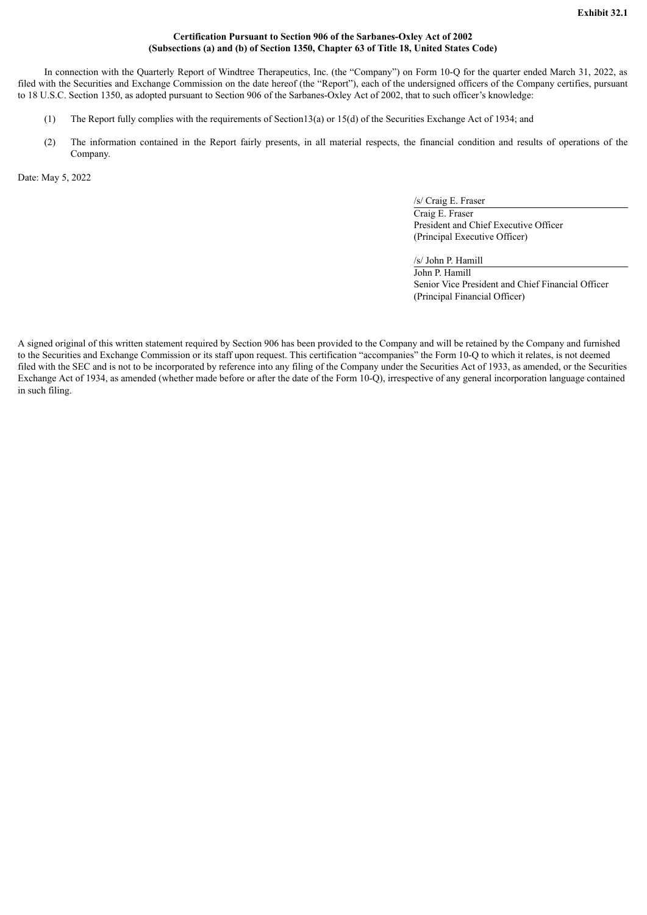**Exhibit 32.1**

**Certification Pursuant to Section 906 of the Sarbanes-Oxley Act of 2002**
**(Subsections (a) and (b) of Section 1350, Chapter 63 of Title 18, United States Code)**

In connection with the Quarterly Report of Windtree Therapeutics, Inc. (the "Company") on Form 10-Q for the quarter ended March 31, 2022, as filed with the Securities and Exchange Commission on the date hereof (the "Report"), each of the undersigned officers of the Company certifies, pursuant to 18 U.S.C. Section 1350, as adopted pursuant to Section 906 of the Sarbanes-Oxley Act of 2002, that to such officer's knowledge:

(1) The Report fully complies with the requirements of Section13(a) or 15(d) of the Securities Exchange Act of 1934; and

(2) The information contained in the Report fairly presents, in all material respects, the financial condition and results of operations of the Company.

Date: May 5, 2022

/s/ Craig E. Fraser
Craig E. Fraser
President and Chief Executive Officer
(Principal Executive Officer)

/s/ John P. Hamill
John P. Hamill
Senior Vice President and Chief Financial Officer
(Principal Financial Officer)

A signed original of this written statement required by Section 906 has been provided to the Company and will be retained by the Company and furnished to the Securities and Exchange Commission or its staff upon request. This certification "accompanies" the Form 10-Q to which it relates, is not deemed filed with the SEC and is not to be incorporated by reference into any filing of the Company under the Securities Act of 1933, as amended, or the Securities Exchange Act of 1934, as amended (whether made before or after the date of the Form 10-Q), irrespective of any general incorporation language contained in such filing.